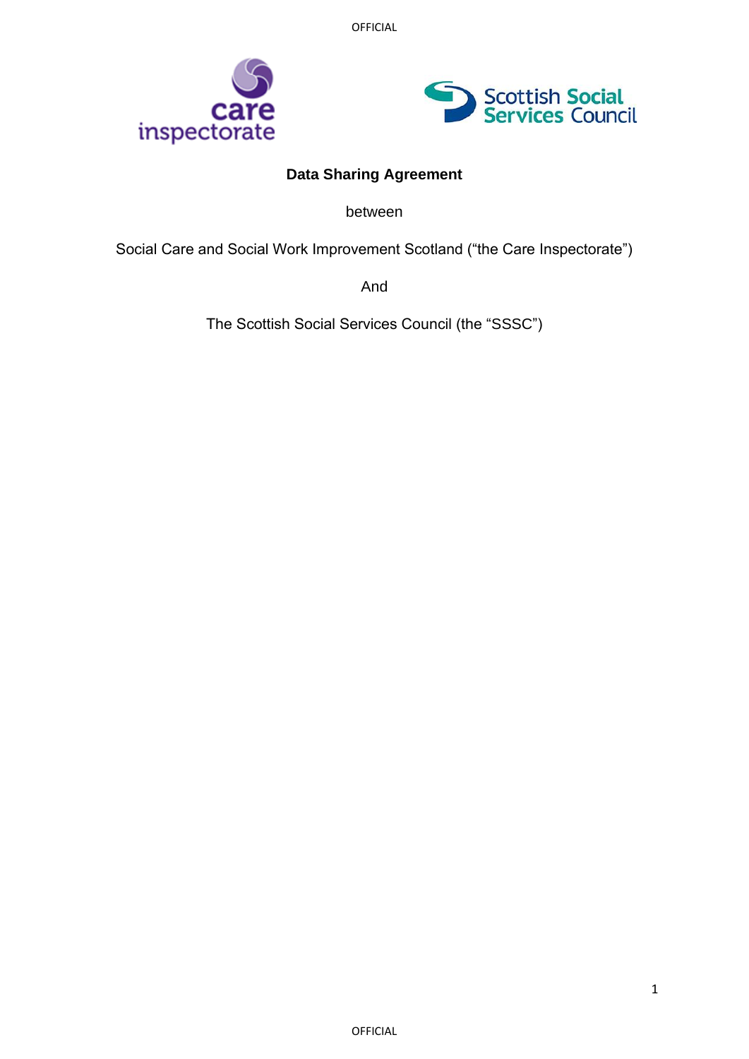# Data Sharing Agreement

between

Social Care and Social Work Improvement Scotland ("the Care Inspectorate")

And

The Scottish Social Services Council (the "SSSC")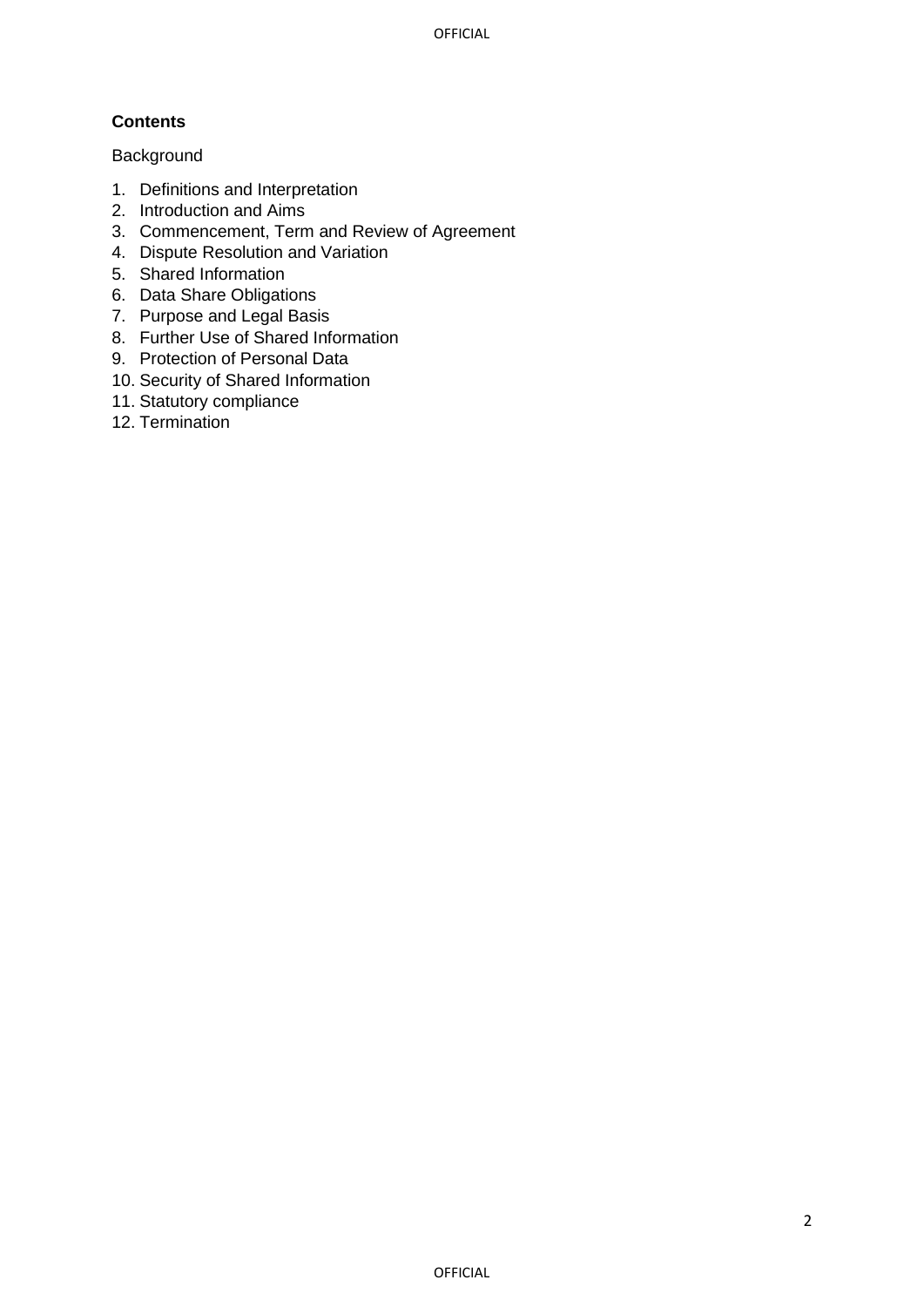**Contents**

Background

1. Definitions and Interpretation
2. Introduction and Aims
3. Commencement, Term and Review of Agreement
4. Dispute Resolution and Variation
5. Shared Information
6. Data Share Obligations
7. Purpose and Legal Basis
8. Further Use of Shared Information
9. Protection of Personal Data
10. Security of Shared Information
11. Statutory compliance
12. Termination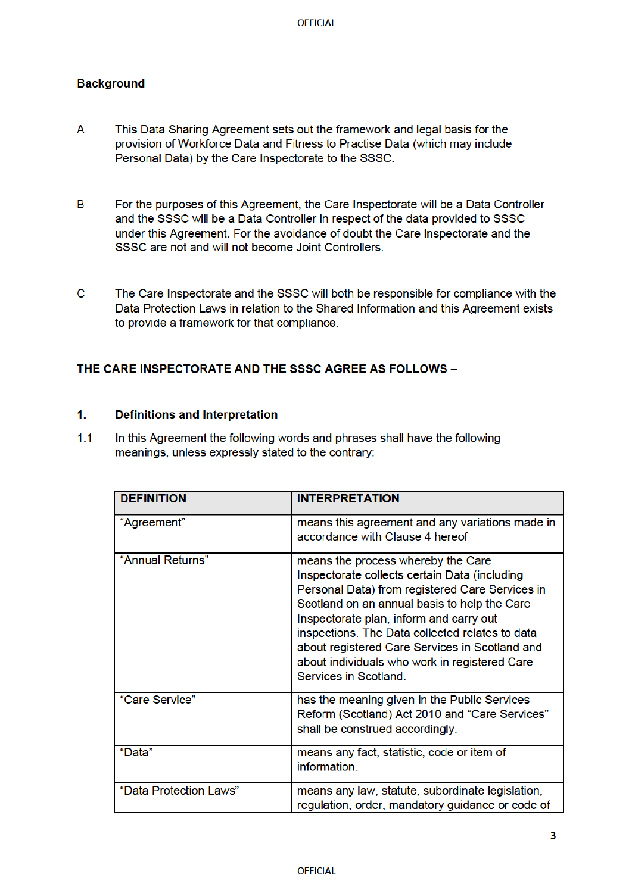## Background

A This Data Sharing Agreement sets out the framework and legal basis for the provision of Workforce Data and Fitness to Practise Data (which may include Personal Data) by the Care Inspectorate to the SSSC.

B For the purposes of this Agreement, the Care Inspectorate will be a Data Controller and the SSSC will be a Data Controller in respect of the data provided to SSSC under this Agreement. For the avoidance of doubt the Care Inspectorate and the SSSC are not and will not become Joint Controllers.

C The Care Inspectorate and the SSSC will both be responsible for compliance with the Data Protection Laws in relation to the Shared Information and this Agreement exists to provide a framework for that compliance.

**THE CARE INSPECTORATE AND THE SSSC AGREE AS FOLLOWS –**

## 1. Definitions and Interpretation

1.1 In this Agreement the following words and phrases shall have the following meanings, unless expressly stated to the contrary:

| DEFINITION | INTERPRETATION |
| --- | --- |
| "Agreement" | means this agreement and any variations made in accordance with Clause 4 hereof |
| "Annual Returns" | means the process whereby the Care Inspectorate collects certain Data (including Personal Data) from registered Care Services in Scotland on an annual basis to help the Care Inspectorate plan, inform and carry out inspections. The Data collected relates to data about registered Care Services in Scotland and about individuals who work in registered Care Services in Scotland. |
| "Care Service" | has the meaning given in the Public Services Reform (Scotland) Act 2010 and "Care Services" shall be construed accordingly. |
| "Data" | means any fact, statistic, code or item of information. |
| "Data Protection Laws" | means any law, statute, subordinate legislation, regulation, order, mandatory guidance or code of |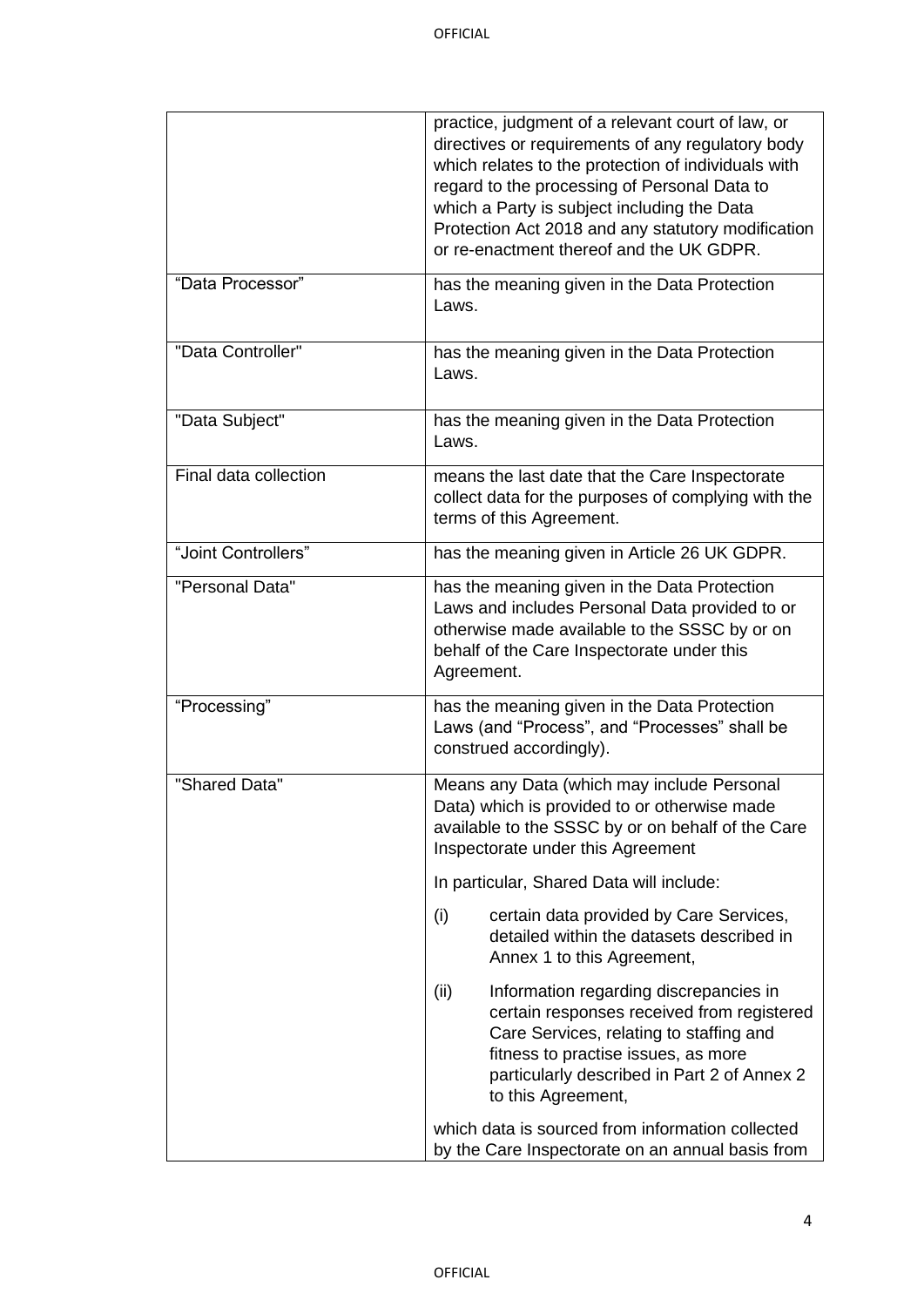| | |
|---|---|
| | practice, judgment of a relevant court of law, or directives or requirements of any regulatory body which relates to the protection of individuals with regard to the processing of Personal Data to which a Party is subject including the Data Protection Act 2018 and any statutory modification or re-enactment thereof and the UK GDPR. |
| "Data Processor" | has the meaning given in the Data Protection Laws. |
| "Data Controller" | has the meaning given in the Data Protection Laws. |
| "Data Subject" | has the meaning given in the Data Protection Laws. |
| Final data collection | means the last date that the Care Inspectorate collect data for the purposes of complying with the terms of this Agreement. |
| "Joint Controllers" | has the meaning given in Article 26 UK GDPR. |
| "Personal Data" | has the meaning given in the Data Protection Laws and includes Personal Data provided to or otherwise made available to the SSSC by or on behalf of the Care Inspectorate under this Agreement. |
| "Processing" | has the meaning given in the Data Protection Laws (and "Process", and "Processes" shall be construed accordingly). |
| "Shared Data" | Means any Data (which may include Personal Data) which is provided to or otherwise made available to the SSSC by or on behalf of the Care Inspectorate under this Agreement<br><br>In particular, Shared Data will include:<br><br>(i) certain data provided by Care Services, detailed within the datasets described in Annex 1 to this Agreement,<br><br>(ii) Information regarding discrepancies in certain responses received from registered Care Services, relating to staffing and fitness to practise issues, as more particularly described in Part 2 of Annex 2 to this Agreement,<br><br>which data is sourced from information collected by the Care Inspectorate on an annual basis from |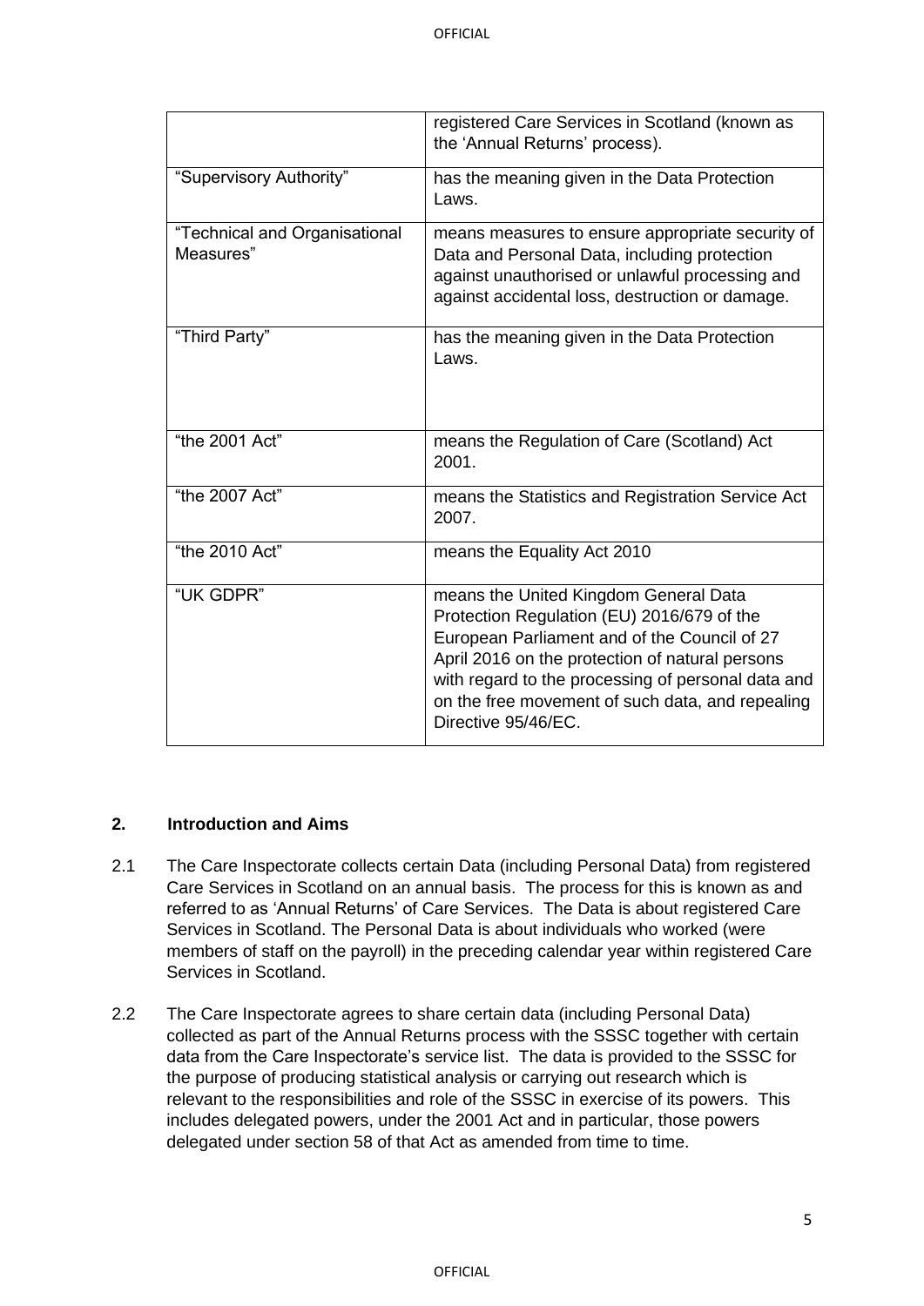|  |  |
|---|---|
|  | registered Care Services in Scotland (known as the 'Annual Returns' process). |
| "Supervisory Authority" | has the meaning given in the Data Protection Laws. |
| "Technical and Organisational Measures" | means measures to ensure appropriate security of Data and Personal Data, including protection against unauthorised or unlawful processing and against accidental loss, destruction or damage. |
| "Third Party" | has the meaning given in the Data Protection Laws. |
| "the 2001 Act" | means the Regulation of Care (Scotland) Act 2001. |
| "the 2007 Act" | means the Statistics and Registration Service Act 2007. |
| "the 2010 Act" | means the Equality Act 2010 |
| "UK GDPR" | means the United Kingdom General Data Protection Regulation (EU) 2016/679 of the European Parliament and of the Council of 27 April 2016 on the protection of natural persons with regard to the processing of personal data and on the free movement of such data, and repealing Directive 95/46/EC. |

## 2. Introduction and Aims

2.1 The Care Inspectorate collects certain Data (including Personal Data) from registered Care Services in Scotland on an annual basis. The process for this is known as and referred to as 'Annual Returns' of Care Services. The Data is about registered Care Services in Scotland. The Personal Data is about individuals who worked (were members of staff on the payroll) in the preceding calendar year within registered Care Services in Scotland.

2.2 The Care Inspectorate agrees to share certain data (including Personal Data) collected as part of the Annual Returns process with the SSSC together with certain data from the Care Inspectorate's service list. The data is provided to the SSSC for the purpose of producing statistical analysis or carrying out research which is relevant to the responsibilities and role of the SSSC in exercise of its powers. This includes delegated powers, under the 2001 Act and in particular, those powers delegated under section 58 of that Act as amended from time to time.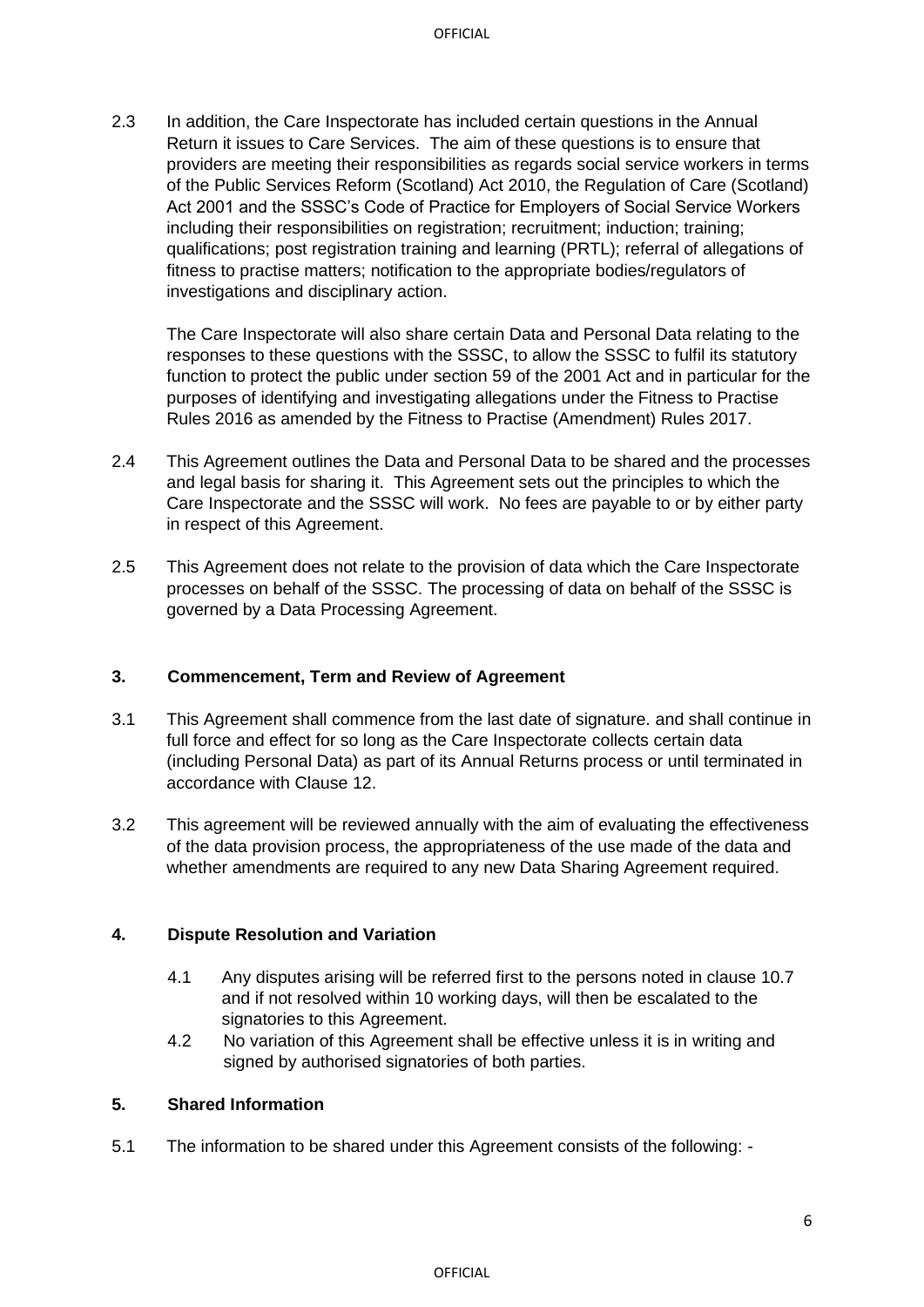2.3 In addition, the Care Inspectorate has included certain questions in the Annual Return it issues to Care Services. The aim of these questions is to ensure that providers are meeting their responsibilities as regards social service workers in terms of the Public Services Reform (Scotland) Act 2010, the Regulation of Care (Scotland) Act 2001 and the SSSC's Code of Practice for Employers of Social Service Workers including their responsibilities on registration; recruitment; induction; training; qualifications; post registration training and learning (PRTL); referral of allegations of fitness to practise matters; notification to the appropriate bodies/regulators of investigations and disciplinary action.

The Care Inspectorate will also share certain Data and Personal Data relating to the responses to these questions with the SSSC, to allow the SSSC to fulfil its statutory function to protect the public under section 59 of the 2001 Act and in particular for the purposes of identifying and investigating allegations under the Fitness to Practise Rules 2016 as amended by the Fitness to Practise (Amendment) Rules 2017.

2.4 This Agreement outlines the Data and Personal Data to be shared and the processes and legal basis for sharing it. This Agreement sets out the principles to which the Care Inspectorate and the SSSC will work. No fees are payable to or by either party in respect of this Agreement.

2.5 This Agreement does not relate to the provision of data which the Care Inspectorate processes on behalf of the SSSC. The processing of data on behalf of the SSSC is governed by a Data Processing Agreement.

## 3. Commencement, Term and Review of Agreement

3.1 This Agreement shall commence from the last date of signature. and shall continue in full force and effect for so long as the Care Inspectorate collects certain data (including Personal Data) as part of its Annual Returns process or until terminated in accordance with Clause 12.

3.2 This agreement will be reviewed annually with the aim of evaluating the effectiveness of the data provision process, the appropriateness of the use made of the data and whether amendments are required to any new Data Sharing Agreement required.

## 4. Dispute Resolution and Variation

4.1 Any disputes arising will be referred first to the persons noted in clause 10.7 and if not resolved within 10 working days, will then be escalated to the signatories to this Agreement.

4.2 No variation of this Agreement shall be effective unless it is in writing and signed by authorised signatories of both parties.

## 5. Shared Information

5.1 The information to be shared under this Agreement consists of the following: -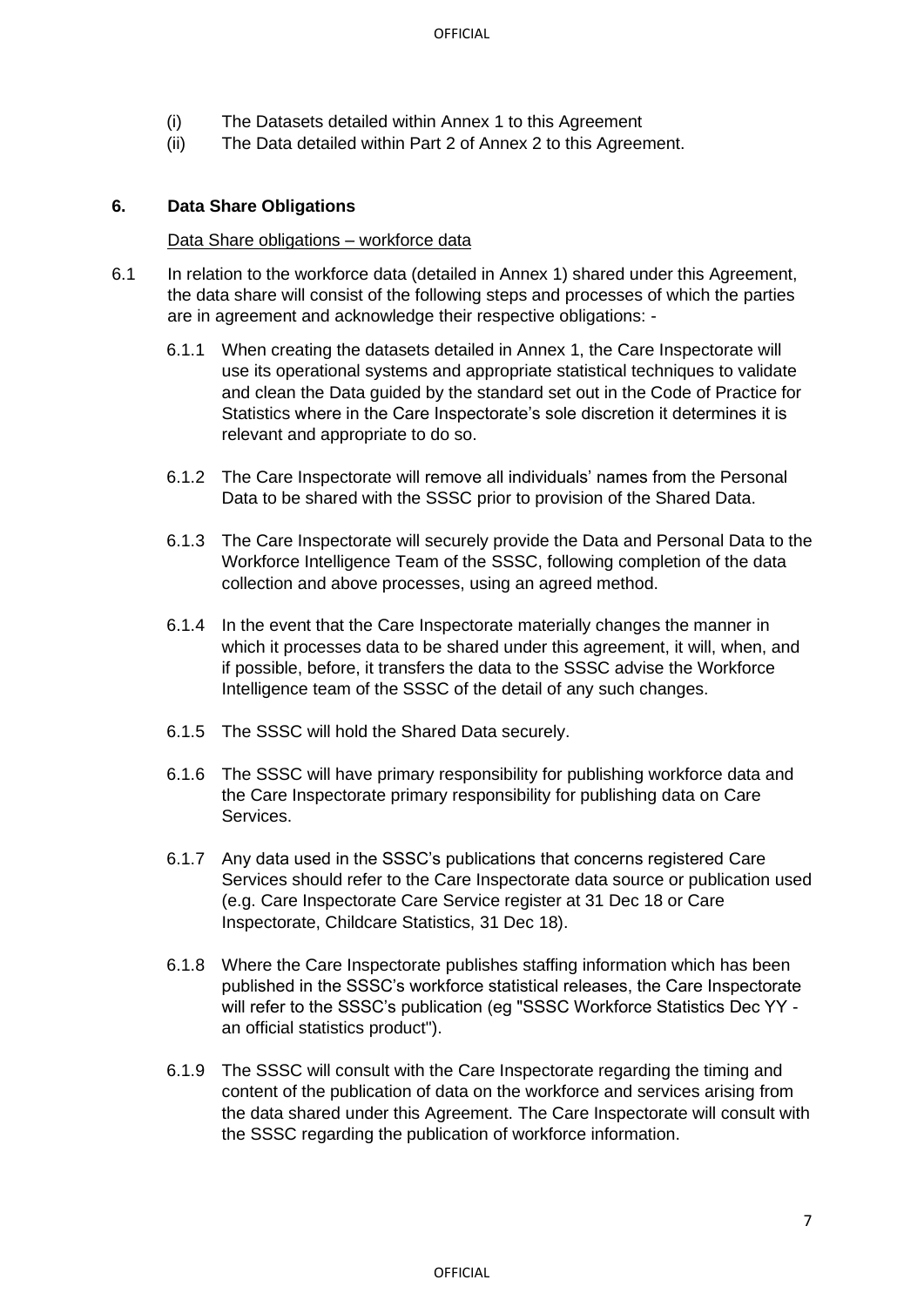(i) The Datasets detailed within Annex 1 to this Agreement
(ii) The Data detailed within Part 2 of Annex 2 to this Agreement.

## 6. Data Share Obligations

Data Share obligations – workforce data

6.1 In relation to the workforce data (detailed in Annex 1) shared under this Agreement, the data share will consist of the following steps and processes of which the parties are in agreement and acknowledge their respective obligations: -

6.1.1 When creating the datasets detailed in Annex 1, the Care Inspectorate will use its operational systems and appropriate statistical techniques to validate and clean the Data guided by the standard set out in the Code of Practice for Statistics where in the Care Inspectorate's sole discretion it determines it is relevant and appropriate to do so.

6.1.2 The Care Inspectorate will remove all individuals' names from the Personal Data to be shared with the SSSC prior to provision of the Shared Data.

6.1.3 The Care Inspectorate will securely provide the Data and Personal Data to the Workforce Intelligence Team of the SSSC, following completion of the data collection and above processes, using an agreed method.

6.1.4 In the event that the Care Inspectorate materially changes the manner in which it processes data to be shared under this agreement, it will, when, and if possible, before, it transfers the data to the SSSC advise the Workforce Intelligence team of the SSSC of the detail of any such changes.

6.1.5 The SSSC will hold the Shared Data securely.

6.1.6 The SSSC will have primary responsibility for publishing workforce data and the Care Inspectorate primary responsibility for publishing data on Care Services.

6.1.7 Any data used in the SSSC's publications that concerns registered Care Services should refer to the Care Inspectorate data source or publication used (e.g. Care Inspectorate Care Service register at 31 Dec 18 or Care Inspectorate, Childcare Statistics, 31 Dec 18).

6.1.8 Where the Care Inspectorate publishes staffing information which has been published in the SSSC's workforce statistical releases, the Care Inspectorate will refer to the SSSC's publication (eg "SSSC Workforce Statistics Dec YY - an official statistics product").

6.1.9 The SSSC will consult with the Care Inspectorate regarding the timing and content of the publication of data on the workforce and services arising from the data shared under this Agreement. The Care Inspectorate will consult with the SSSC regarding the publication of workforce information.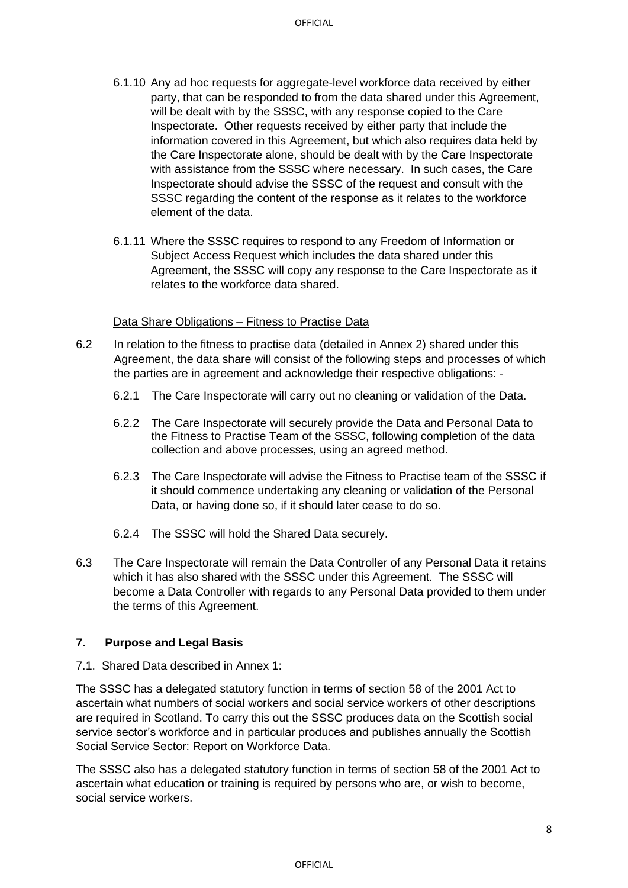6.1.10 Any ad hoc requests for aggregate-level workforce data received by either party, that can be responded to from the data shared under this Agreement, will be dealt with by the SSSC, with any response copied to the Care Inspectorate. Other requests received by either party that include the information covered in this Agreement, but which also requires data held by the Care Inspectorate alone, should be dealt with by the Care Inspectorate with assistance from the SSSC where necessary. In such cases, the Care Inspectorate should advise the SSSC of the request and consult with the SSSC regarding the content of the response as it relates to the workforce element of the data.

6.1.11 Where the SSSC requires to respond to any Freedom of Information or Subject Access Request which includes the data shared under this Agreement, the SSSC will copy any response to the Care Inspectorate as it relates to the workforce data shared.

Data Share Obligations – Fitness to Practise Data

6.2 In relation to the fitness to practise data (detailed in Annex 2) shared under this Agreement, the data share will consist of the following steps and processes of which the parties are in agreement and acknowledge their respective obligations: -

6.2.1 The Care Inspectorate will carry out no cleaning or validation of the Data.

6.2.2 The Care Inspectorate will securely provide the Data and Personal Data to the Fitness to Practise Team of the SSSC, following completion of the data collection and above processes, using an agreed method.

6.2.3 The Care Inspectorate will advise the Fitness to Practise team of the SSSC if it should commence undertaking any cleaning or validation of the Personal Data, or having done so, if it should later cease to do so.

6.2.4 The SSSC will hold the Shared Data securely.

6.3 The Care Inspectorate will remain the Data Controller of any Personal Data it retains which it has also shared with the SSSC under this Agreement. The SSSC will become a Data Controller with regards to any Personal Data provided to them under the terms of this Agreement.

## 7. Purpose and Legal Basis

7.1. Shared Data described in Annex 1:

The SSSC has a delegated statutory function in terms of section 58 of the 2001 Act to ascertain what numbers of social workers and social service workers of other descriptions are required in Scotland. To carry this out the SSSC produces data on the Scottish social service sector's workforce and in particular produces and publishes annually the Scottish Social Service Sector: Report on Workforce Data.

The SSSC also has a delegated statutory function in terms of section 58 of the 2001 Act to ascertain what education or training is required by persons who are, or wish to become, social service workers.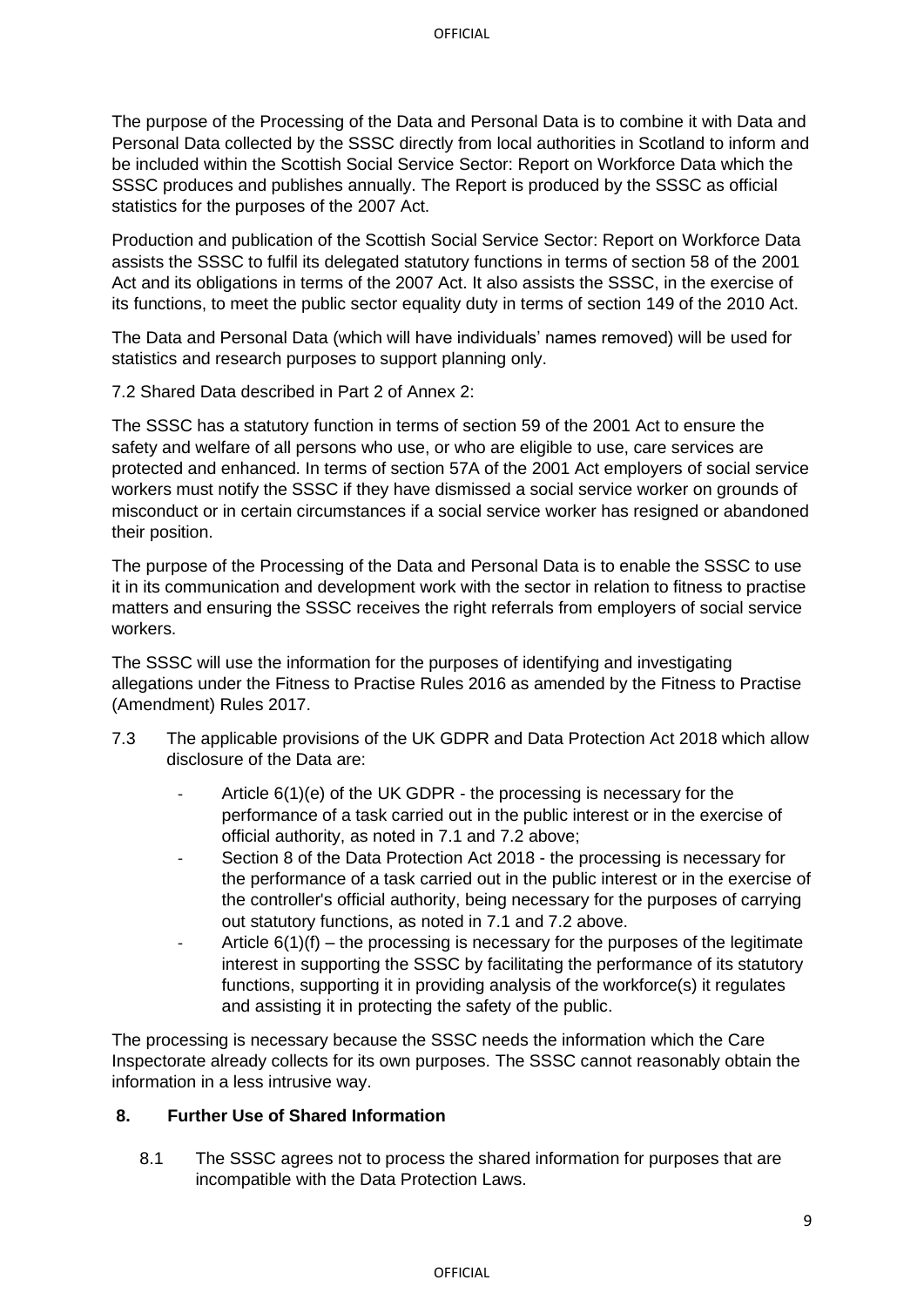The purpose of the Processing of the Data and Personal Data is to combine it with Data and Personal Data collected by the SSSC directly from local authorities in Scotland to inform and be included within the Scottish Social Service Sector: Report on Workforce Data which the SSSC produces and publishes annually. The Report is produced by the SSSC as official statistics for the purposes of the 2007 Act.

Production and publication of the Scottish Social Service Sector: Report on Workforce Data assists the SSSC to fulfil its delegated statutory functions in terms of section 58 of the 2001 Act and its obligations in terms of the 2007 Act. It also assists the SSSC, in the exercise of its functions, to meet the public sector equality duty in terms of section 149 of the 2010 Act.

The Data and Personal Data (which will have individuals' names removed) will be used for statistics and research purposes to support planning only.

7.2 Shared Data described in Part 2 of Annex 2:

The SSSC has a statutory function in terms of section 59 of the 2001 Act to ensure the safety and welfare of all persons who use, or who are eligible to use, care services are protected and enhanced. In terms of section 57A of the 2001 Act employers of social service workers must notify the SSSC if they have dismissed a social service worker on grounds of misconduct or in certain circumstances if a social service worker has resigned or abandoned their position.

The purpose of the Processing of the Data and Personal Data is to enable the SSSC to use it in its communication and development work with the sector in relation to fitness to practise matters and ensuring the SSSC receives the right referrals from employers of social service workers.

The SSSC will use the information for the purposes of identifying and investigating allegations under the Fitness to Practise Rules 2016 as amended by the Fitness to Practise (Amendment) Rules 2017.

7.3 The applicable provisions of the UK GDPR and Data Protection Act 2018 which allow disclosure of the Data are:

- Article 6(1)(e) of the UK GDPR - the processing is necessary for the performance of a task carried out in the public interest or in the exercise of official authority, as noted in 7.1 and 7.2 above;
- Section 8 of the Data Protection Act 2018 - the processing is necessary for the performance of a task carried out in the public interest or in the exercise of the controller's official authority, being necessary for the purposes of carrying out statutory functions, as noted in 7.1 and 7.2 above.
- Article 6(1)(f) – the processing is necessary for the purposes of the legitimate interest in supporting the SSSC by facilitating the performance of its statutory functions, supporting it in providing analysis of the workforce(s) it regulates and assisting it in protecting the safety of the public.

The processing is necessary because the SSSC needs the information which the Care Inspectorate already collects for its own purposes. The SSSC cannot reasonably obtain the information in a less intrusive way.

## 8. Further Use of Shared Information

8.1 The SSSC agrees not to process the shared information for purposes that are incompatible with the Data Protection Laws.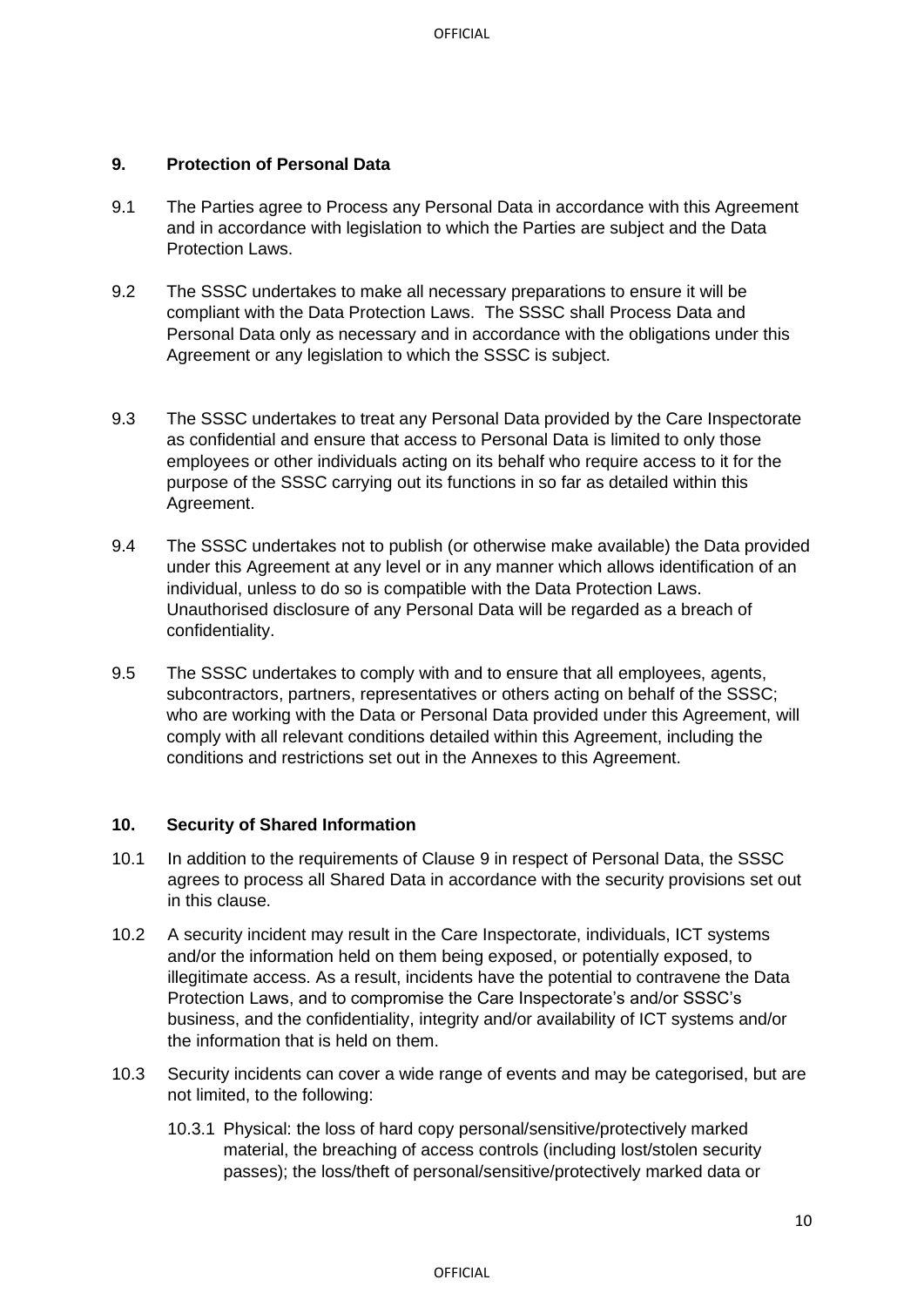## 9. Protection of Personal Data

9.1 The Parties agree to Process any Personal Data in accordance with this Agreement and in accordance with legislation to which the Parties are subject and the Data Protection Laws.

9.2 The SSSC undertakes to make all necessary preparations to ensure it will be compliant with the Data Protection Laws. The SSSC shall Process Data and Personal Data only as necessary and in accordance with the obligations under this Agreement or any legislation to which the SSSC is subject.

9.3 The SSSC undertakes to treat any Personal Data provided by the Care Inspectorate as confidential and ensure that access to Personal Data is limited to only those employees or other individuals acting on its behalf who require access to it for the purpose of the SSSC carrying out its functions in so far as detailed within this Agreement.

9.4 The SSSC undertakes not to publish (or otherwise make available) the Data provided under this Agreement at any level or in any manner which allows identification of an individual, unless to do so is compatible with the Data Protection Laws. Unauthorised disclosure of any Personal Data will be regarded as a breach of confidentiality.

9.5 The SSSC undertakes to comply with and to ensure that all employees, agents, subcontractors, partners, representatives or others acting on behalf of the SSSC; who are working with the Data or Personal Data provided under this Agreement, will comply with all relevant conditions detailed within this Agreement, including the conditions and restrictions set out in the Annexes to this Agreement.

## 10. Security of Shared Information

10.1 In addition to the requirements of Clause 9 in respect of Personal Data, the SSSC agrees to process all Shared Data in accordance with the security provisions set out in this clause.

10.2 A security incident may result in the Care Inspectorate, individuals, ICT systems and/or the information held on them being exposed, or potentially exposed, to illegitimate access. As a result, incidents have the potential to contravene the Data Protection Laws, and to compromise the Care Inspectorate's and/or SSSC's business, and the confidentiality, integrity and/or availability of ICT systems and/or the information that is held on them.

10.3 Security incidents can cover a wide range of events and may be categorised, but are not limited, to the following:

10.3.1 Physical: the loss of hard copy personal/sensitive/protectively marked material, the breaching of access controls (including lost/stolen security passes); the loss/theft of personal/sensitive/protectively marked data or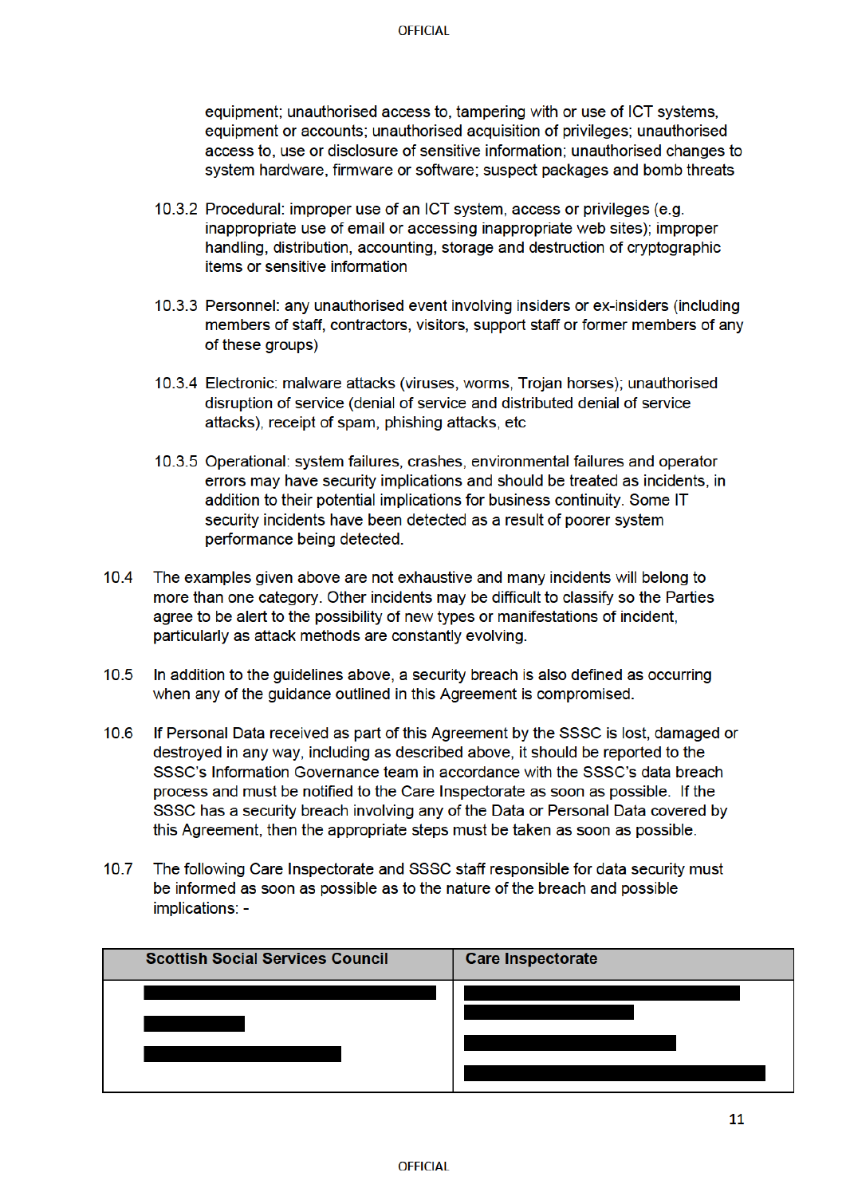equipment; unauthorised access to, tampering with or use of ICT systems, equipment or accounts; unauthorised acquisition of privileges; unauthorised access to, use or disclosure of sensitive information; unauthorised changes to system hardware, firmware or software; suspect packages and bomb threats

10.3.2 Procedural: improper use of an ICT system, access or privileges (e.g. inappropriate use of email or accessing inappropriate web sites); improper handling, distribution, accounting, storage and destruction of cryptographic items or sensitive information

10.3.3 Personnel: any unauthorised event involving insiders or ex-insiders (including members of staff, contractors, visitors, support staff or former members of any of these groups)

10.3.4 Electronic: malware attacks (viruses, worms, Trojan horses); unauthorised disruption of service (denial of service and distributed denial of service attacks), receipt of spam, phishing attacks, etc

10.3.5 Operational: system failures, crashes, environmental failures and operator errors may have security implications and should be treated as incidents, in addition to their potential implications for business continuity. Some IT security incidents have been detected as a result of poorer system performance being detected.

10.4 The examples given above are not exhaustive and many incidents will belong to more than one category. Other incidents may be difficult to classify so the Parties agree to be alert to the possibility of new types or manifestations of incident, particularly as attack methods are constantly evolving.

10.5 In addition to the guidelines above, a security breach is also defined as occurring when any of the guidance outlined in this Agreement is compromised.

10.6 If Personal Data received as part of this Agreement by the SSSC is lost, damaged or destroyed in any way, including as described above, it should be reported to the SSSC's Information Governance team in accordance with the SSSC's data breach process and must be notified to the Care Inspectorate as soon as possible. If the SSSC has a security breach involving any of the Data or Personal Data covered by this Agreement, then the appropriate steps must be taken as soon as possible.

10.7 The following Care Inspectorate and SSSC staff responsible for data security must be informed as soon as possible as to the nature of the breach and possible implications: -

| Scottish Social Services Council | Care Inspectorate |
|---|---|
| [REDACTED] | [REDACTED] |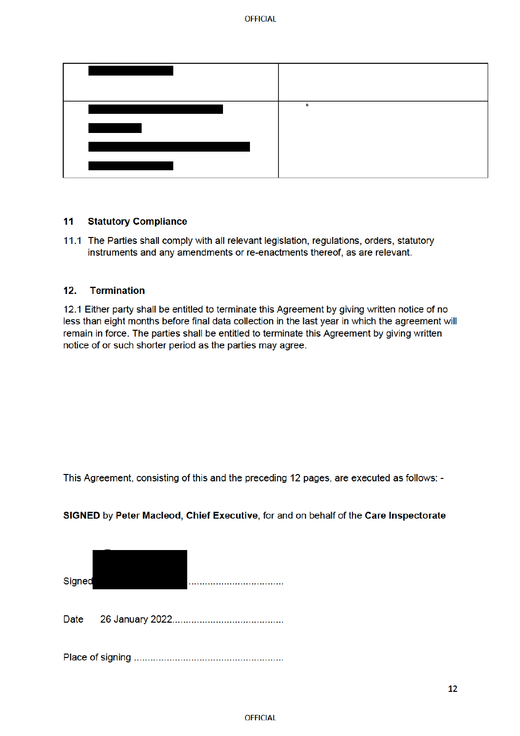| | |
|---|---|
| ████████ | |
| ████████████<br>█████<br>███████████████<br>████████ | * |

**11 Statutory Compliance**

11.1 The Parties shall comply with all relevant legislation, regulations, orders, statutory instruments and any amendments or re-enactments thereof, as are relevant.

**12. Termination**

12.1 Either party shall be entitled to terminate this Agreement by giving written notice of no less than eight months before final data collection in the last year in which the agreement will remain in force. The parties shall be entitled to terminate this Agreement by giving written notice of or such shorter period as the parties may agree.

This Agreement, consisting of this and the preceding 12 pages, are executed as follows: -

**SIGNED** by **Peter Macleod, Chief Executive**, for and on behalf of the **Care Inspectorate**

Signed ██████ ...................................

Date 26 January 2022........................................

Place of signing ......................................................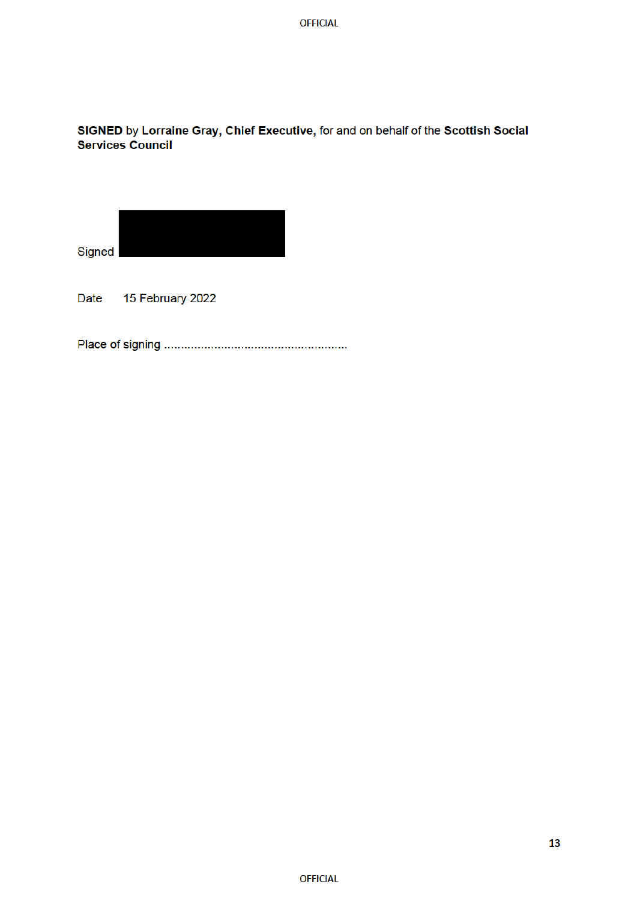**SIGNED** by **Lorraine Gray, Chief Executive,** for and on behalf of the **Scottish Social Services Council**

Signed

Date 15 February 2022

Place of signing ………………………………………………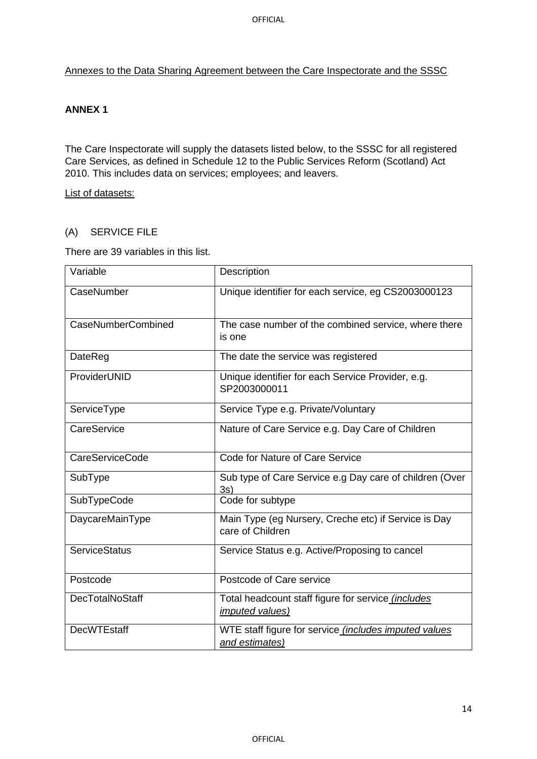Annexes to the Data Sharing Agreement between the Care Inspectorate and the SSSC

**ANNEX 1**

The Care Inspectorate will supply the datasets listed below, to the SSSC for all registered Care Services, as defined in Schedule 12 to the Public Services Reform (Scotland) Act 2010. This includes data on services; employees; and leavers.

List of datasets:

(A) SERVICE FILE

There are 39 variables in this list.

| Variable | Description |
|---|---|
| CaseNumber | Unique identifier for each service, eg CS2003000123 |
| CaseNumberCombined | The case number of the combined service, where there is one |
| DateReg | The date the service was registered |
| ProviderUNID | Unique identifier for each Service Provider, e.g. SP2003000011 |
| ServiceType | Service Type e.g. Private/Voluntary |
| CareService | Nature of Care Service e.g. Day Care of Children |
| CareServiceCode | Code for Nature of Care Service |
| SubType | Sub type of Care Service e.g Day care of children (Over 3s) |
| SubTypeCode | Code for subtype |
| DaycareMainType | Main Type (eg Nursery, Creche etc) if Service is Day care of Children |
| ServiceStatus | Service Status e.g. Active/Proposing to cancel |
| Postcode | Postcode of Care service |
| DecTotalNoStaff | Total headcount staff figure for service *(includes imputed values)* |
| DecWTEstaff | WTE staff figure for service *(includes imputed values and estimates)* |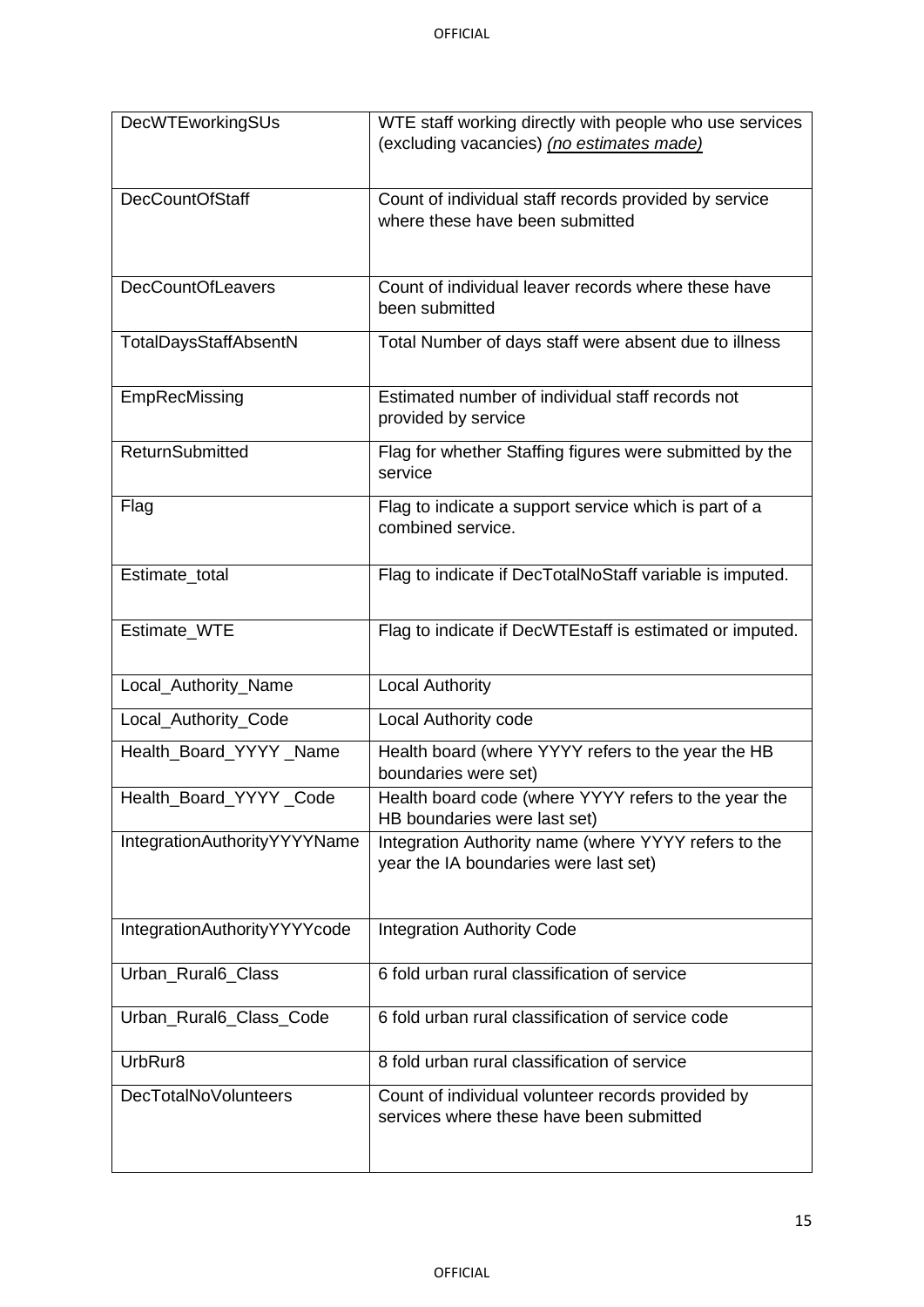| DecWTEworkingSUs | WTE staff working directly with people who use services (excluding vacancies) *(no estimates made)* |
|---|---|
| DecCountOfStaff | Count of individual staff records provided by service where these have been submitted |
| DecCountOfLeavers | Count of individual leaver records where these have been submitted |
| TotalDaysStaffAbsentN | Total Number of days staff were absent due to illness |
| EmpRecMissing | Estimated number of individual staff records not provided by service |
| ReturnSubmitted | Flag for whether Staffing figures were submitted by the service |
| Flag | Flag to indicate a support service which is part of a combined service. |
| Estimate_total | Flag to indicate if DecTotalNoStaff variable is imputed. |
| Estimate_WTE | Flag to indicate if DecWTEstaff is estimated or imputed. |
| Local_Authority_Name | Local Authority |
| Local_Authority_Code | Local Authority code |
| Health_Board_YYYY _Name | Health board (where YYYY refers to the year the HB boundaries were set) |
| Health_Board_YYYY _Code | Health board code (where YYYY refers to the year the HB boundaries were last set) |
| IntegrationAuthorityYYYYName | Integration Authority name (where YYYY refers to the year the IA boundaries were last set) |
| IntegrationAuthorityYYYYcode | Integration Authority Code |
| Urban_Rural6_Class | 6 fold urban rural classification of service |
| Urban_Rural6_Class_Code | 6 fold urban rural classification of service code |
| UrbRur8 | 8 fold urban rural classification of service |
| DecTotalNoVolunteers | Count of individual volunteer records provided by services where these have been submitted |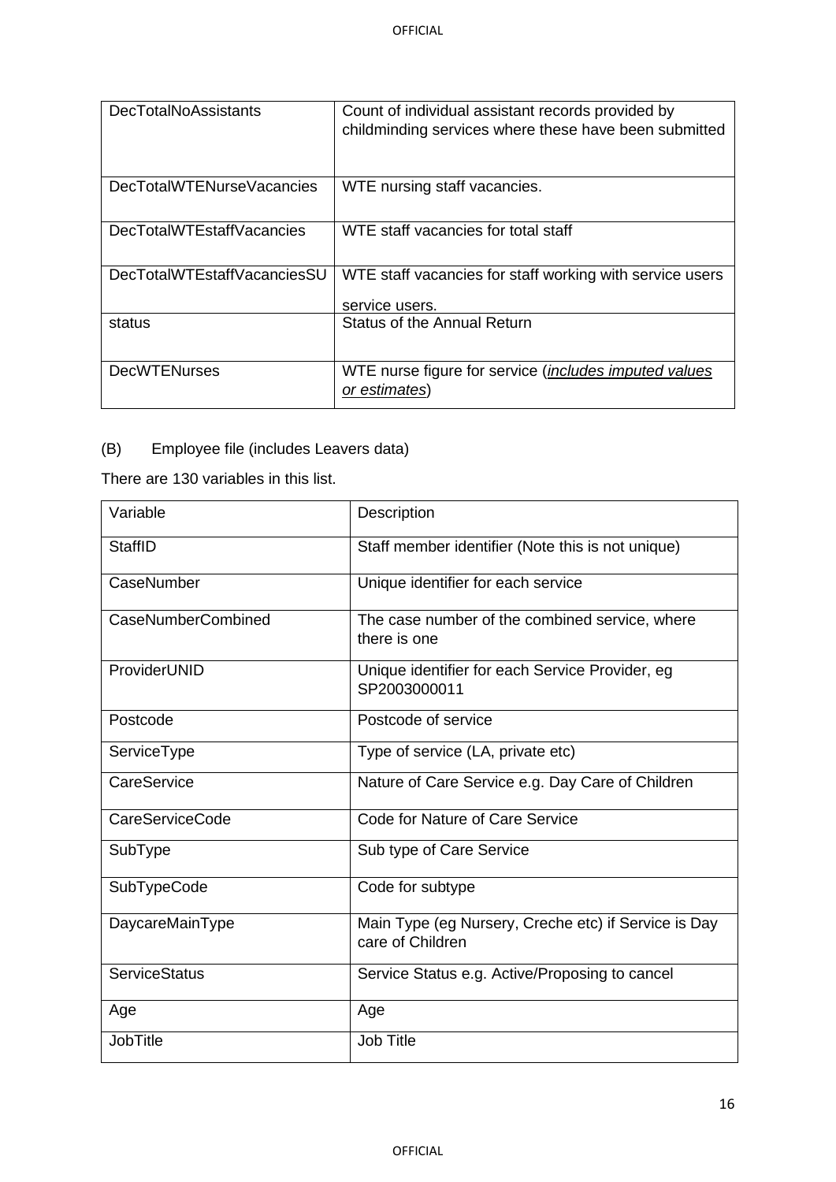| | |
|---|---|
| DecTotalNoAssistants | Count of individual assistant records provided by childminding services where these have been submitted |
| DecTotalWTENurseVacancies | WTE nursing staff vacancies. |
| DecTotalWTEstaffVacancies | WTE staff vacancies for total staff |
| DecTotalWTEstaffVacanciesSU | WTE staff vacancies for staff working with service users service users. |
| status | Status of the Annual Return |
| DecWTENurses | WTE nurse figure for service (*<u>includes imputed values or estimates</u>*) |

(B) Employee file (includes Leavers data)

There are 130 variables in this list.

| Variable | Description |
|---|---|
| StaffID | Staff member identifier (Note this is not unique) |
| CaseNumber | Unique identifier for each service |
| CaseNumberCombined | The case number of the combined service, where there is one |
| ProviderUNID | Unique identifier for each Service Provider, eg SP2003000011 |
| Postcode | Postcode of service |
| ServiceType | Type of service (LA, private etc) |
| CareService | Nature of Care Service e.g. Day Care of Children |
| CareServiceCode | Code for Nature of Care Service |
| SubType | Sub type of Care Service |
| SubTypeCode | Code for subtype |
| DaycareMainType | Main Type (eg Nursery, Creche etc) if Service is Day care of Children |
| ServiceStatus | Service Status e.g. Active/Proposing to cancel |
| Age | Age |
| JobTitle | Job Title |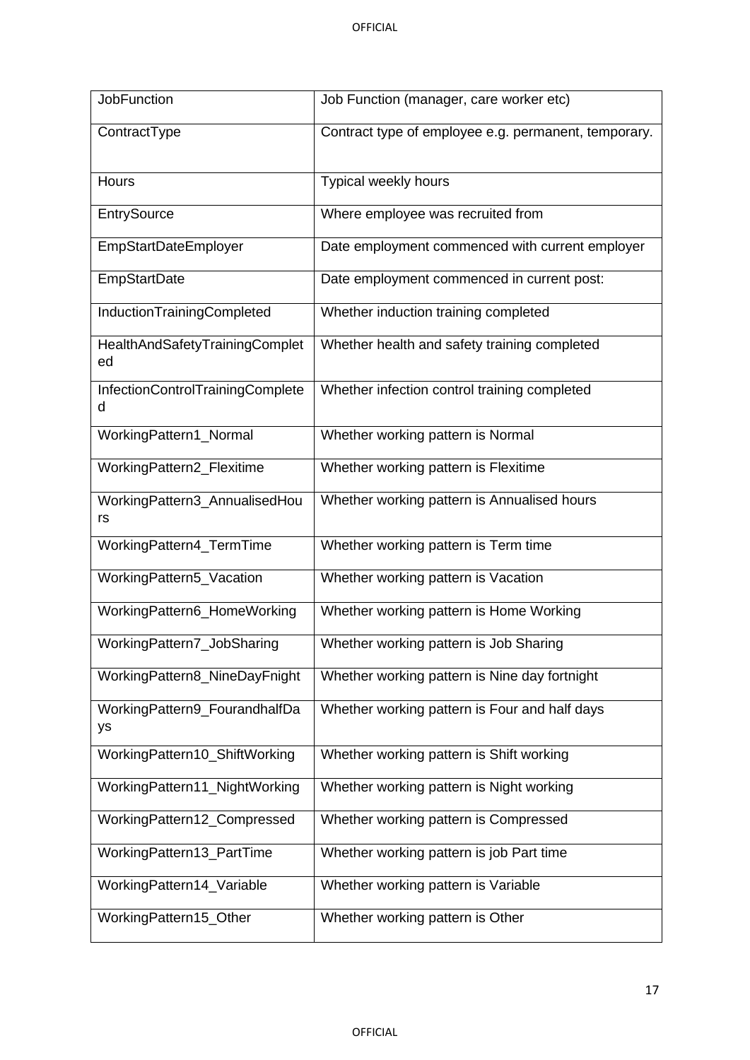| JobFunction | Job Function (manager, care worker etc) |
|---|---|
| ContractType | Contract type of employee e.g. permanent, temporary. |
| Hours | Typical weekly hours |
| EntrySource | Where employee was recruited from |
| EmpStartDateEmployer | Date employment commenced with current employer |
| EmpStartDate | Date employment commenced in current post: |
| InductionTrainingCompleted | Whether induction training completed |
| HealthAndSafetyTrainingCompleted | Whether health and safety training completed |
| InfectionControlTrainingCompleted | Whether infection control training completed |
| WorkingPattern1_Normal | Whether working pattern is Normal |
| WorkingPattern2_Flexitime | Whether working pattern is Flexitime |
| WorkingPattern3_AnnualisedHours | Whether working pattern is Annualised hours |
| WorkingPattern4_TermTime | Whether working pattern is Term time |
| WorkingPattern5_Vacation | Whether working pattern is Vacation |
| WorkingPattern6_HomeWorking | Whether working pattern is Home Working |
| WorkingPattern7_JobSharing | Whether working pattern is Job Sharing |
| WorkingPattern8_NineDayFnight | Whether working pattern is Nine day fortnight |
| WorkingPattern9_FourandhalfDays | Whether working pattern is Four and half days |
| WorkingPattern10_ShiftWorking | Whether working pattern is Shift working |
| WorkingPattern11_NightWorking | Whether working pattern is Night working |
| WorkingPattern12_Compressed | Whether working pattern is Compressed |
| WorkingPattern13_PartTime | Whether working pattern is job Part time |
| WorkingPattern14_Variable | Whether working pattern is Variable |
| WorkingPattern15_Other | Whether working pattern is Other |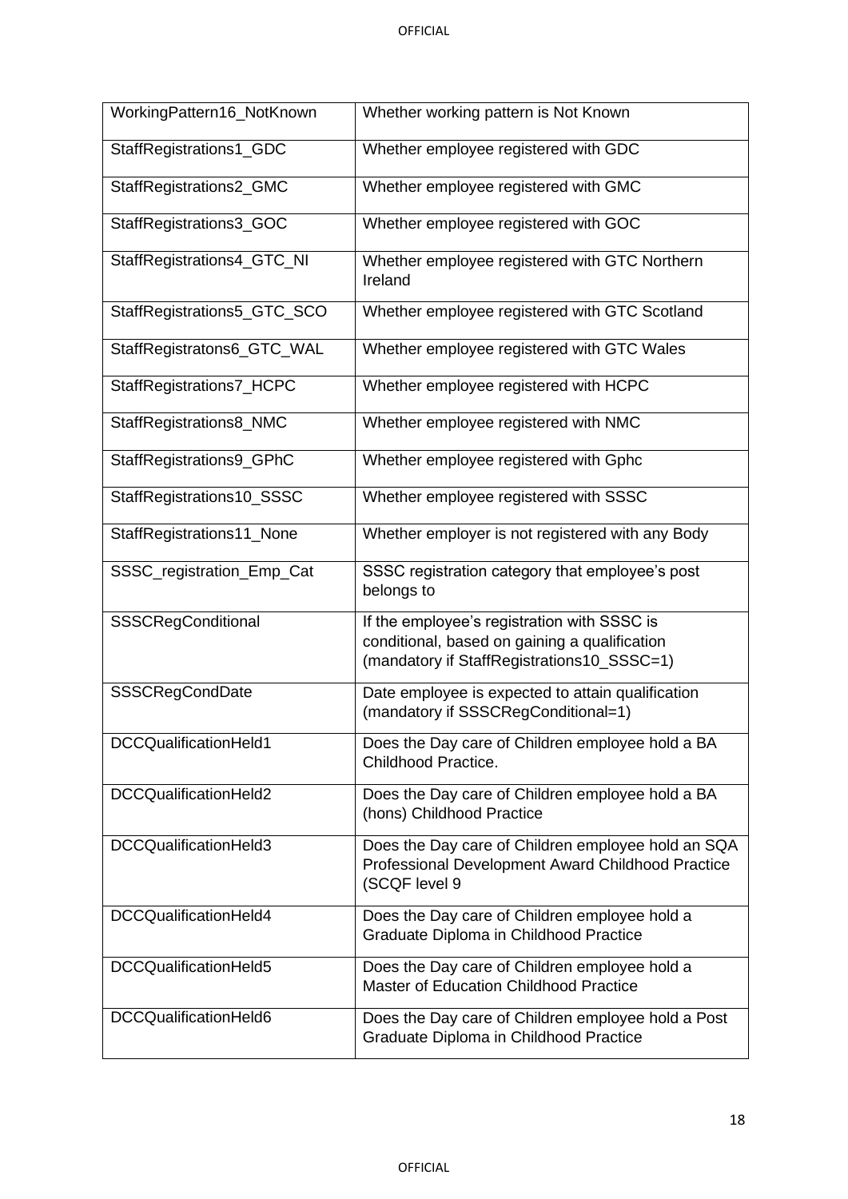| | |
|---|---|
| WorkingPattern16_NotKnown | Whether working pattern is Not Known |
| StaffRegistrations1_GDC | Whether employee registered with GDC |
| StaffRegistrations2_GMC | Whether employee registered with GMC |
| StaffRegistrations3_GOC | Whether employee registered with GOC |
| StaffRegistrations4_GTC_NI | Whether employee registered with GTC Northern Ireland |
| StaffRegistrations5_GTC_SCO | Whether employee registered with GTC Scotland |
| StaffRegistratons6_GTC_WAL | Whether employee registered with GTC Wales |
| StaffRegistrations7_HCPC | Whether employee registered with HCPC |
| StaffRegistrations8_NMC | Whether employee registered with NMC |
| StaffRegistrations9_GPhC | Whether employee registered with Gphc |
| StaffRegistrations10_SSSC | Whether employee registered with SSSC |
| StaffRegistrations11_None | Whether employer is not registered with any Body |
| SSSC_registration_Emp_Cat | SSSC registration category that employee's post belongs to |
| SSSCRegConditional | If the employee's registration with SSSC is conditional, based on gaining a qualification (mandatory if StaffRegistrations10_SSSC=1) |
| SSSCRegCondDate | Date employee is expected to attain qualification (mandatory if SSSCRegConditional=1) |
| DCCQualificationHeld1 | Does the Day care of Children employee hold a BA Childhood Practice. |
| DCCQualificationHeld2 | Does the Day care of Children employee hold a BA (hons) Childhood Practice |
| DCCQualificationHeld3 | Does the Day care of Children employee hold an SQA Professional Development Award Childhood Practice (SCQF level 9 |
| DCCQualificationHeld4 | Does the Day care of Children employee hold a Graduate Diploma in Childhood Practice |
| DCCQualificationHeld5 | Does the Day care of Children employee hold a Master of Education Childhood Practice |
| DCCQualificationHeld6 | Does the Day care of Children employee hold a Post Graduate Diploma in Childhood Practice |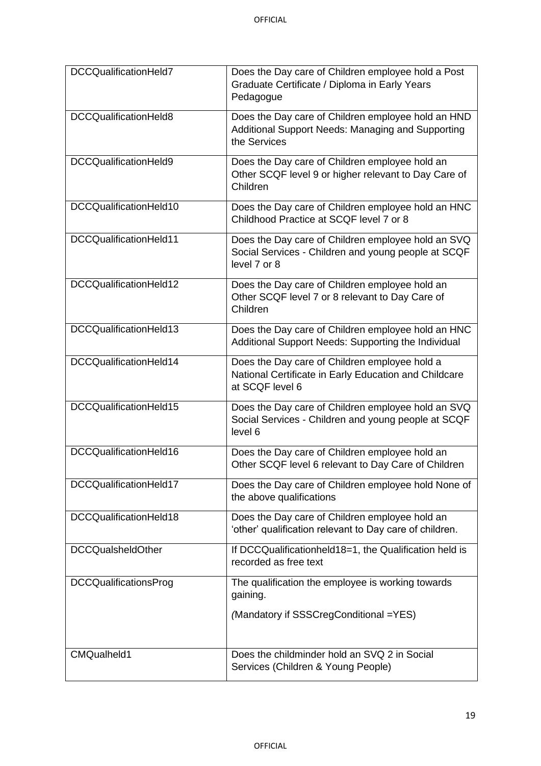| | |
|---|---|
| DCCQualificationHeld7 | Does the Day care of Children employee hold a Post Graduate Certificate / Diploma in Early Years Pedagogue |
| DCCQualificationHeld8 | Does the Day care of Children employee hold an HND Additional Support Needs: Managing and Supporting the Services |
| DCCQualificationHeld9 | Does the Day care of Children employee hold an Other SCQF level 9 or higher relevant to Day Care of Children |
| DCCQualificationHeld10 | Does the Day care of Children employee hold an HNC Childhood Practice at SCQF level 7 or 8 |
| DCCQualificationHeld11 | Does the Day care of Children employee hold an SVQ Social Services - Children and young people at SCQF level 7 or 8 |
| DCCQualificationHeld12 | Does the Day care of Children employee hold an Other SCQF level 7 or 8 relevant to Day Care of Children |
| DCCQualificationHeld13 | Does the Day care of Children employee hold an HNC Additional Support Needs: Supporting the Individual |
| DCCQualificationHeld14 | Does the Day care of Children employee hold a National Certificate in Early Education and Childcare at SCQF level 6 |
| DCCQualificationHeld15 | Does the Day care of Children employee hold an SVQ Social Services - Children and young people at SCQF level 6 |
| DCCQualificationHeld16 | Does the Day care of Children employee hold an Other SCQF level 6 relevant to Day Care of Children |
| DCCQualificationHeld17 | Does the Day care of Children employee hold None of the above qualifications |
| DCCQualificationHeld18 | Does the Day care of Children employee hold an 'other' qualification relevant to Day care of children. |
| DCCQualsheldOther | If DCCQualificationheld18=1, the Qualification held is recorded as free text |
| DCCQualificationsProg | The qualification the employee is working towards gaining.<br>(Mandatory if SSSCregConditional =YES) |
| CMQualheld1 | Does the childminder hold an SVQ 2 in Social Services (Children & Young People) |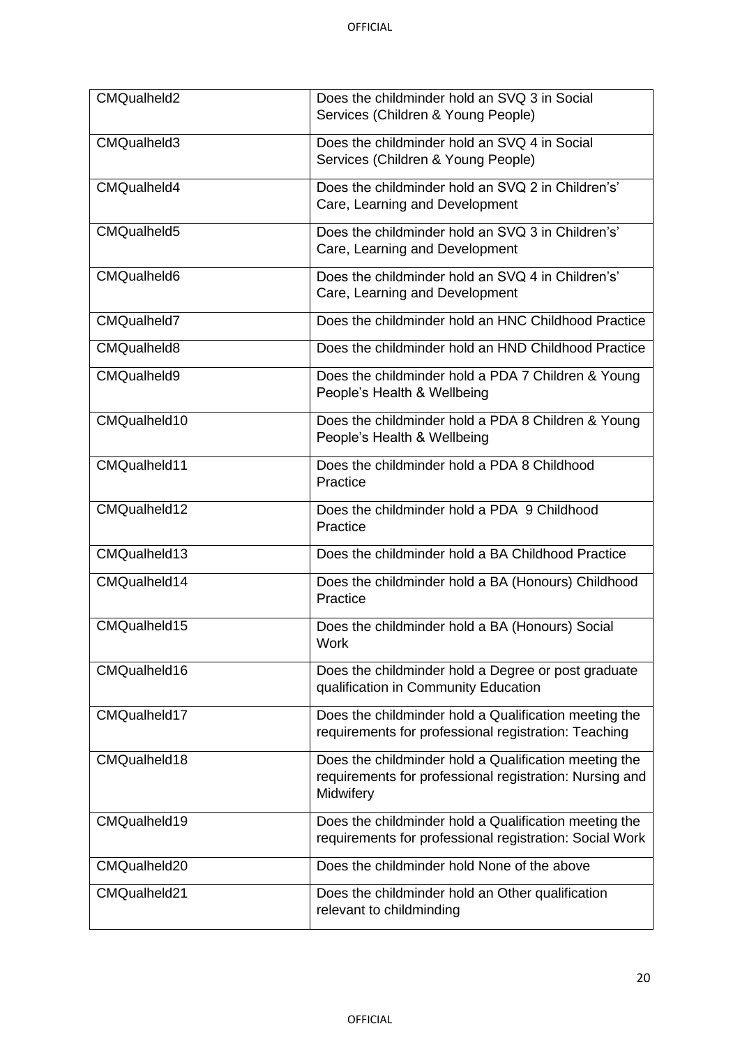| CMQualheld2 | Does the childminder hold an SVQ 3 in Social Services (Children & Young People) |
|---|---|
| CMQualheld3 | Does the childminder hold an SVQ 4 in Social Services (Children & Young People) |
| CMQualheld4 | Does the childminder hold an SVQ 2 in Children's' Care, Learning and Development |
| CMQualheld5 | Does the childminder hold an SVQ 3 in Children's' Care, Learning and Development |
| CMQualheld6 | Does the childminder hold an SVQ 4 in Children's' Care, Learning and Development |
| CMQualheld7 | Does the childminder hold an HNC Childhood Practice |
| CMQualheld8 | Does the childminder hold an HND Childhood Practice |
| CMQualheld9 | Does the childminder hold a PDA 7 Children & Young People's Health & Wellbeing |
| CMQualheld10 | Does the childminder hold a PDA 8 Children & Young People's Health & Wellbeing |
| CMQualheld11 | Does the childminder hold a PDA 8 Childhood Practice |
| CMQualheld12 | Does the childminder hold a PDA 9 Childhood Practice |
| CMQualheld13 | Does the childminder hold a BA Childhood Practice |
| CMQualheld14 | Does the childminder hold a BA (Honours) Childhood Practice |
| CMQualheld15 | Does the childminder hold a BA (Honours) Social Work |
| CMQualheld16 | Does the childminder hold a Degree or post graduate qualification in Community Education |
| CMQualheld17 | Does the childminder hold a Qualification meeting the requirements for professional registration: Teaching |
| CMQualheld18 | Does the childminder hold a Qualification meeting the requirements for professional registration: Nursing and Midwifery |
| CMQualheld19 | Does the childminder hold a Qualification meeting the requirements for professional registration: Social Work |
| CMQualheld20 | Does the childminder hold None of the above |
| CMQualheld21 | Does the childminder hold an Other qualification relevant to childminding |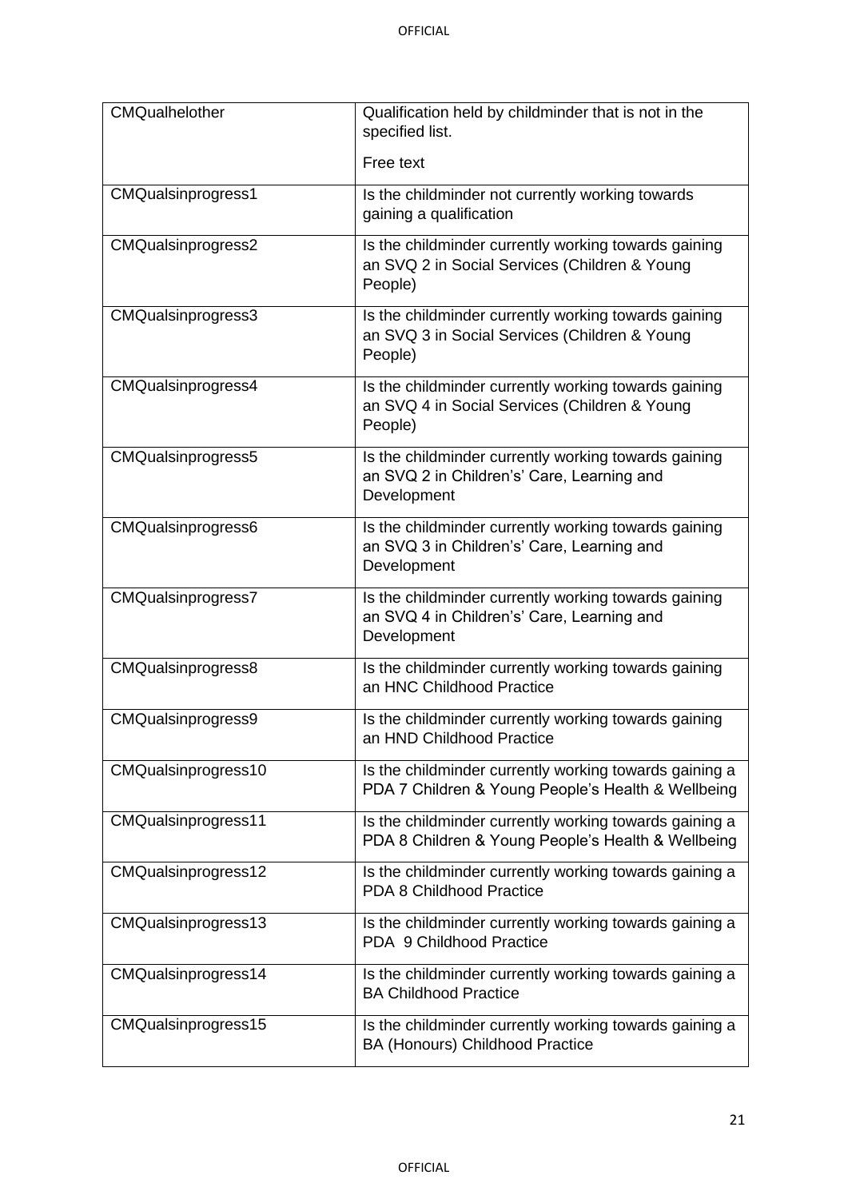| | |
|---|---|
| CMQualhelother | Qualification held by childminder that is not in the specified list.<br><br>Free text |
| CMQualsinprogress1 | Is the childminder not currently working towards gaining a qualification |
| CMQualsinprogress2 | Is the childminder currently working towards gaining an SVQ 2 in Social Services (Children & Young People) |
| CMQualsinprogress3 | Is the childminder currently working towards gaining an SVQ 3 in Social Services (Children & Young People) |
| CMQualsinprogress4 | Is the childminder currently working towards gaining an SVQ 4 in Social Services (Children & Young People) |
| CMQualsinprogress5 | Is the childminder currently working towards gaining an SVQ 2 in Children's' Care, Learning and Development |
| CMQualsinprogress6 | Is the childminder currently working towards gaining an SVQ 3 in Children's' Care, Learning and Development |
| CMQualsinprogress7 | Is the childminder currently working towards gaining an SVQ 4 in Children's' Care, Learning and Development |
| CMQualsinprogress8 | Is the childminder currently working towards gaining an HNC Childhood Practice |
| CMQualsinprogress9 | Is the childminder currently working towards gaining an HND Childhood Practice |
| CMQualsinprogress10 | Is the childminder currently working towards gaining a PDA 7 Children & Young People's Health & Wellbeing |
| CMQualsinprogress11 | Is the childminder currently working towards gaining a PDA 8 Children & Young People's Health & Wellbeing |
| CMQualsinprogress12 | Is the childminder currently working towards gaining a PDA 8 Childhood Practice |
| CMQualsinprogress13 | Is the childminder currently working towards gaining a PDA 9 Childhood Practice |
| CMQualsinprogress14 | Is the childminder currently working towards gaining a BA Childhood Practice |
| CMQualsinprogress15 | Is the childminder currently working towards gaining a BA (Honours) Childhood Practice |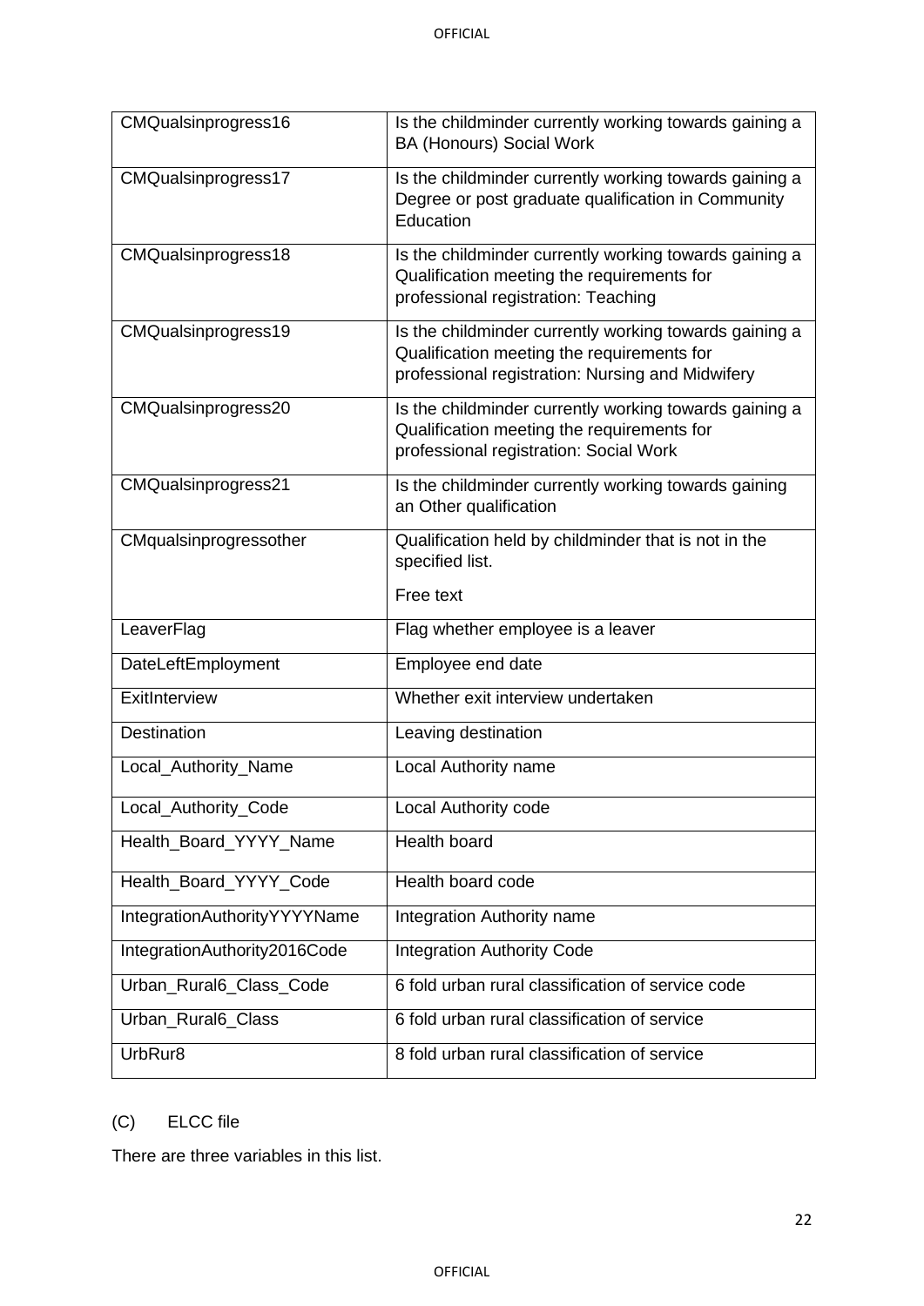| | |
|---|---|
| CMQualsinprogress16 | Is the childminder currently working towards gaining a BA (Honours) Social Work |
| CMQualsinprogress17 | Is the childminder currently working towards gaining a Degree or post graduate qualification in Community Education |
| CMQualsinprogress18 | Is the childminder currently working towards gaining a Qualification meeting the requirements for professional registration: Teaching |
| CMQualsinprogress19 | Is the childminder currently working towards gaining a Qualification meeting the requirements for professional registration: Nursing and Midwifery |
| CMQualsinprogress20 | Is the childminder currently working towards gaining a Qualification meeting the requirements for professional registration: Social Work |
| CMQualsinprogress21 | Is the childminder currently working towards gaining an Other qualification |
| CMqualsinprogressother | Qualification held by childminder that is not in the specified list.<br><br>Free text |
| LeaverFlag | Flag whether employee is a leaver |
| DateLeftEmployment | Employee end date |
| ExitInterview | Whether exit interview undertaken |
| Destination | Leaving destination |
| Local_Authority_Name | Local Authority name |
| Local_Authority_Code | Local Authority code |
| Health_Board_YYYY_Name | Health board |
| Health_Board_YYYY_Code | Health board code |
| IntegrationAuthorityYYYYName | Integration Authority name |
| IntegrationAuthority2016Code | Integration Authority Code |
| Urban_Rural6_Class_Code | 6 fold urban rural classification of service code |
| Urban_Rural6_Class | 6 fold urban rural classification of service |
| UrbRur8 | 8 fold urban rural classification of service |

(C) ELCC file

There are three variables in this list.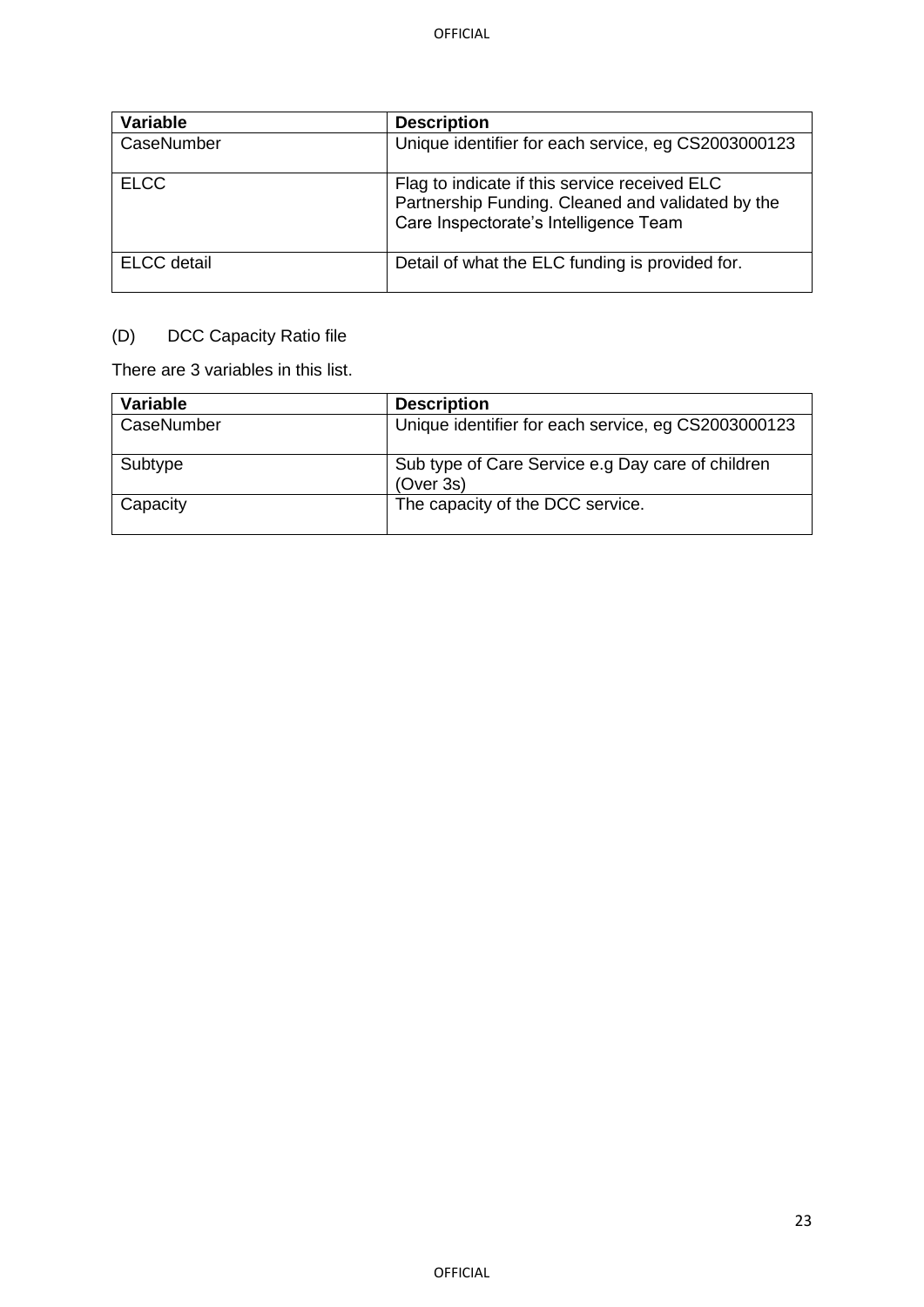| Variable | Description |
| --- | --- |
| CaseNumber | Unique identifier for each service, eg CS2003000123 |
| ELCC | Flag to indicate if this service received ELC Partnership Funding. Cleaned and validated by the Care Inspectorate's Intelligence Team |
| ELCC detail | Detail of what the ELC funding is provided for. |

(D) DCC Capacity Ratio file

There are 3 variables in this list.

| Variable | Description |
| --- | --- |
| CaseNumber | Unique identifier for each service, eg CS2003000123 |
| Subtype | Sub type of Care Service e.g Day care of children (Over 3s) |
| Capacity | The capacity of the DCC service. |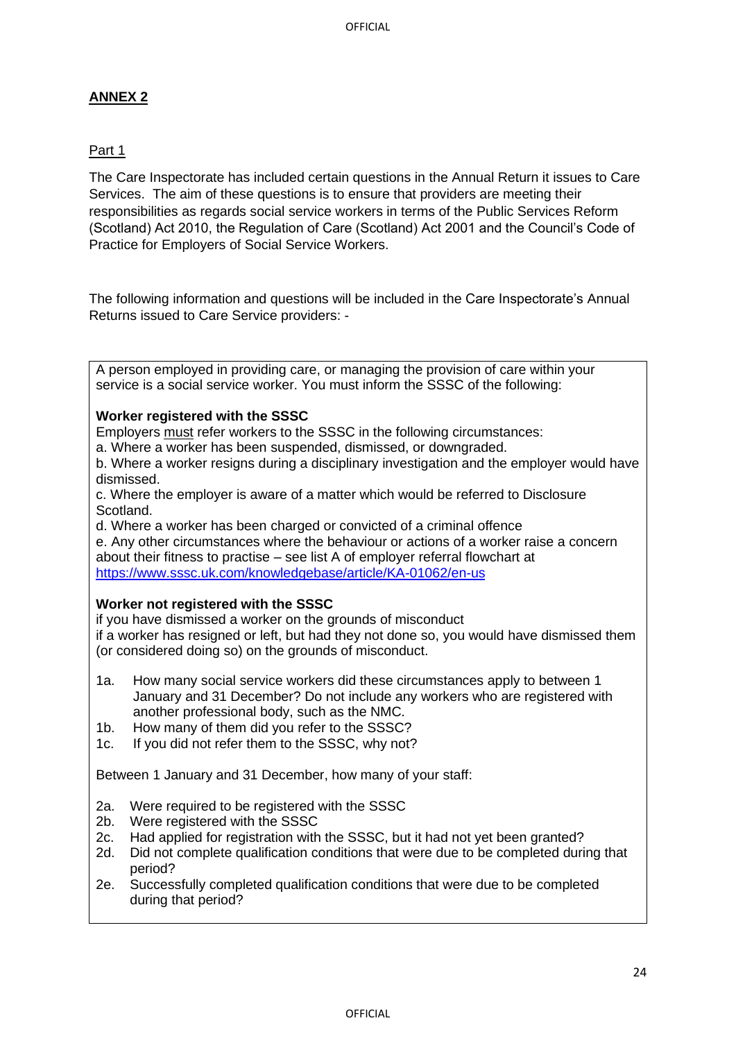## **ANNEX 2**

Part 1

The Care Inspectorate has included certain questions in the Annual Return it issues to Care Services. The aim of these questions is to ensure that providers are meeting their responsibilities as regards social service workers in terms of the Public Services Reform (Scotland) Act 2010, the Regulation of Care (Scotland) Act 2001 and the Council's Code of Practice for Employers of Social Service Workers.

The following information and questions will be included in the Care Inspectorate's Annual Returns issued to Care Service providers: -

A person employed in providing care, or managing the provision of care within your service is a social service worker. You must inform the SSSC of the following:

**Worker registered with the SSSC**

Employers must refer workers to the SSSC in the following circumstances:

a. Where a worker has been suspended, dismissed, or downgraded.

b. Where a worker resigns during a disciplinary investigation and the employer would have dismissed.

c. Where the employer is aware of a matter which would be referred to Disclosure Scotland.

d. Where a worker has been charged or convicted of a criminal offence

e. Any other circumstances where the behaviour or actions of a worker raise a concern about their fitness to practise – see list A of employer referral flowchart at https://www.sssc.uk.com/knowledgebase/article/KA-01062/en-us

**Worker not registered with the SSSC**

if you have dismissed a worker on the grounds of misconduct

if a worker has resigned or left, but had they not done so, you would have dismissed them (or considered doing so) on the grounds of misconduct.

1a. How many social service workers did these circumstances apply to between 1 January and 31 December? Do not include any workers who are registered with another professional body, such as the NMC.

1b. How many of them did you refer to the SSSC?

1c. If you did not refer them to the SSSC, why not?

Between 1 January and 31 December, how many of your staff:

2a. Were required to be registered with the SSSC

2b. Were registered with the SSSC

2c. Had applied for registration with the SSSC, but it had not yet been granted?

2d. Did not complete qualification conditions that were due to be completed during that period?

2e. Successfully completed qualification conditions that were due to be completed during that period?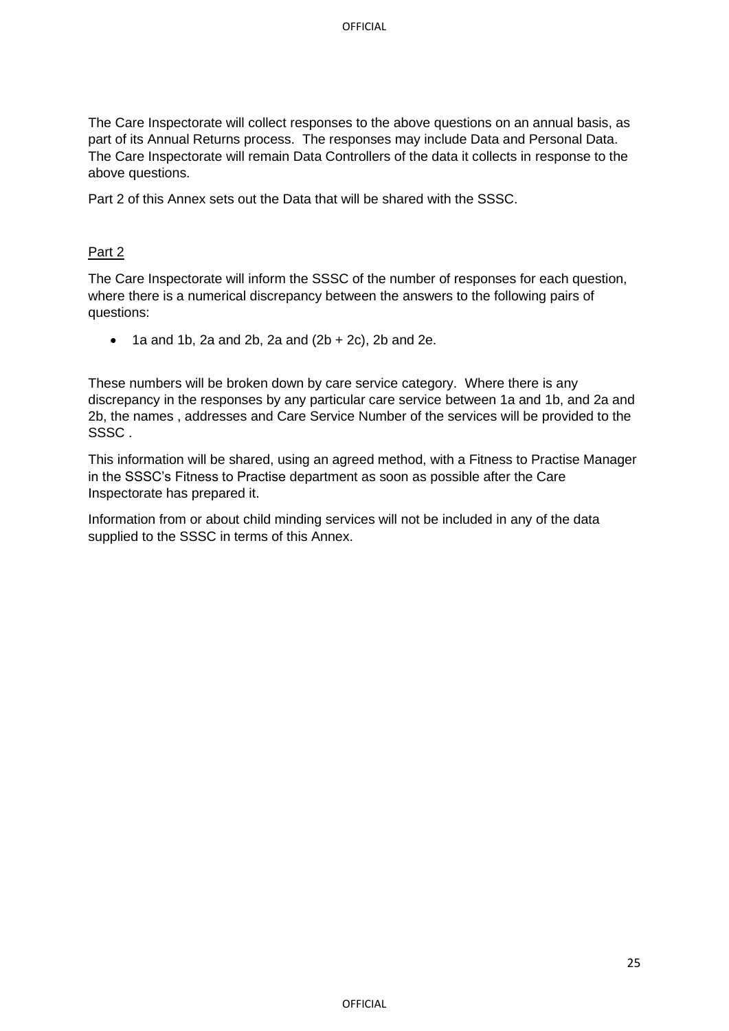The Care Inspectorate will collect responses to the above questions on an annual basis, as part of its Annual Returns process. The responses may include Data and Personal Data. The Care Inspectorate will remain Data Controllers of the data it collects in response to the above questions.

Part 2 of this Annex sets out the Data that will be shared with the SSSC.

<u>Part 2</u>

The Care Inspectorate will inform the SSSC of the number of responses for each question, where there is a numerical discrepancy between the answers to the following pairs of questions:

- 1a and 1b, 2a and 2b, 2a and (2b + 2c), 2b and 2e.

These numbers will be broken down by care service category. Where there is any discrepancy in the responses by any particular care service between 1a and 1b, and 2a and 2b, the names , addresses and Care Service Number of the services will be provided to the SSSC .

This information will be shared, using an agreed method, with a Fitness to Practise Manager in the SSSC's Fitness to Practise department as soon as possible after the Care Inspectorate has prepared it.

Information from or about child minding services will not be included in any of the data supplied to the SSSC in terms of this Annex.